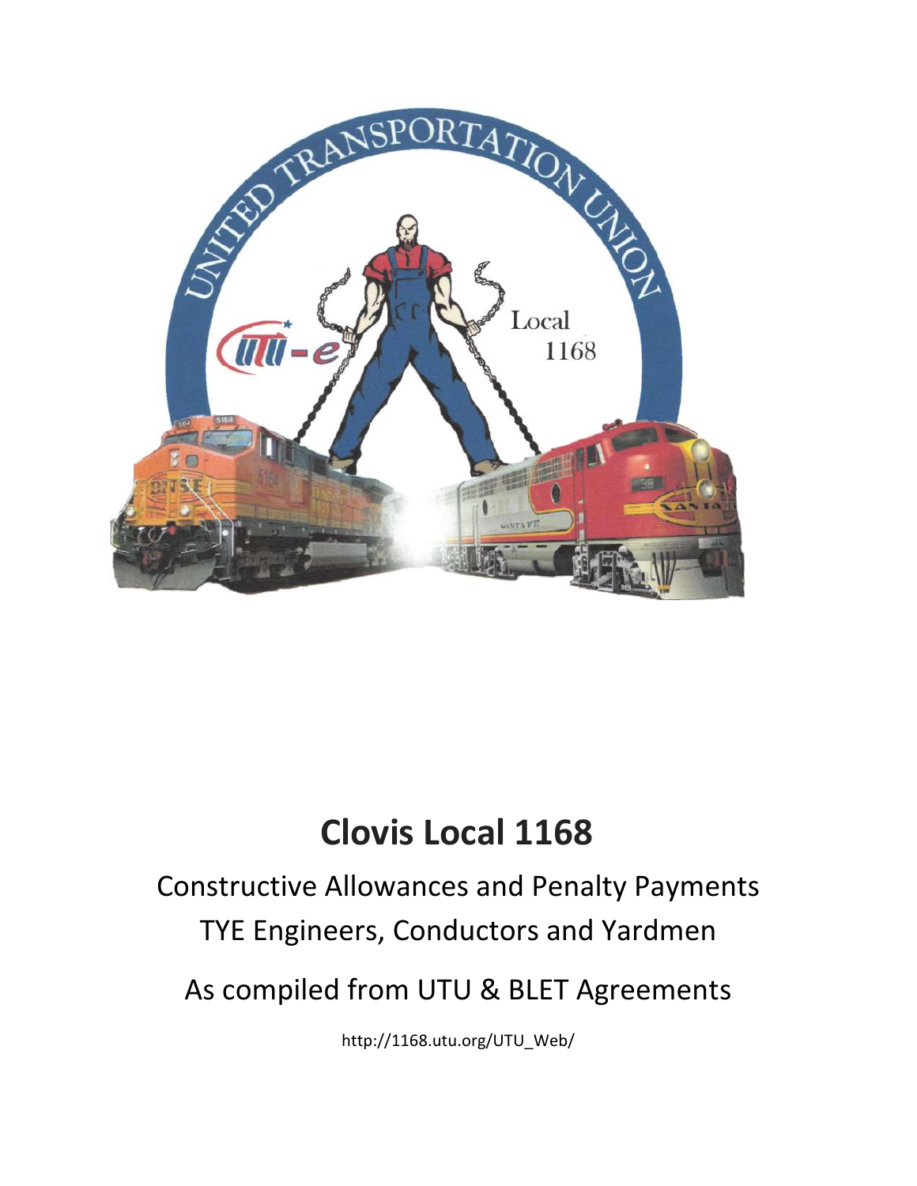# Clovis Local 1168

Constructive Allowances and Penalty Payments

TYE Engineers, Conductors and Yardmen

As compiled from UTU & BLET Agreements

http://1168.utu.org/UTU_Web/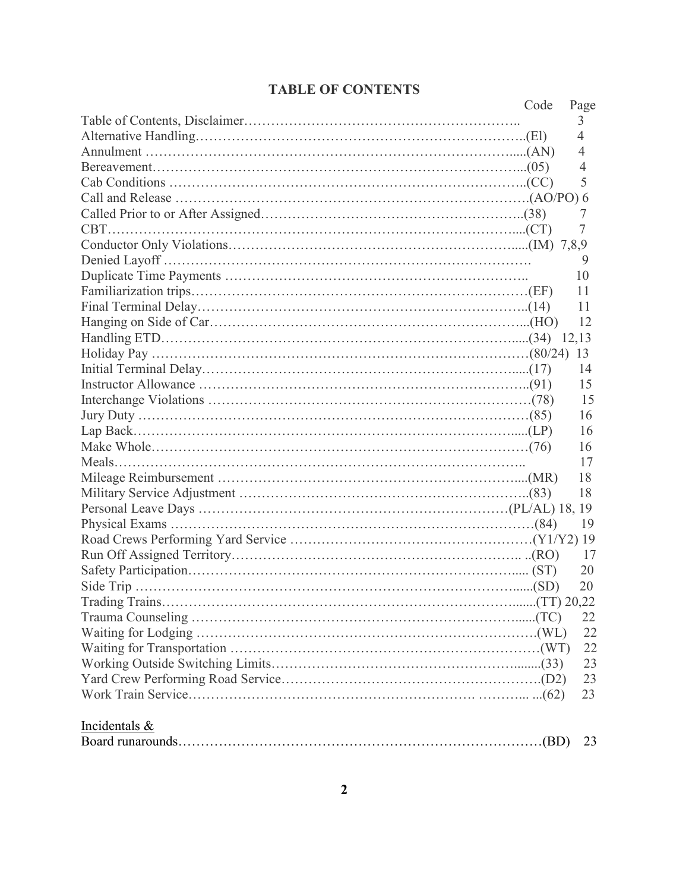# TABLE OF CONTENTS

| | Code | Page |
|---|---|---|
| Table of Contents, Disclaimer | | 3 |
| Alternative Handling | (El) | 4 |
| Annulment | (AN) | 4 |
| Bereavement | (05) | 4 |
| Cab Conditions | (CC) | 5 |
| Call and Release | (AO/PO) | 6 |
| Called Prior to or After Assigned | (38) | 7 |
| CBT | (CT) | 7 |
| Conductor Only Violations | (IM) | 7,8,9 |
| Denied Layoff | | 9 |
| Duplicate Time Payments | | 10 |
| Familiarization trips | (EF) | 11 |
| Final Terminal Delay | (14) | 11 |
| Hanging on Side of Car | (HO) | 12 |
| Handling ETD | (34) | 12,13 |
| Holiday Pay | (80/24) | 13 |
| Initial Terminal Delay | (17) | 14 |
| Instructor Allowance | (91) | 15 |
| Interchange Violations | (78) | 15 |
| Jury Duty | (85) | 16 |
| Lap Back | (LP) | 16 |
| Make Whole | (76) | 16 |
| Meals | | 17 |
| Mileage Reimbursement | (MR) | 18 |
| Military Service Adjustment | (83) | 18 |
| Personal Leave Days | (PL/AL) | 18, 19 |
| Physical Exams | (84) | 19 |
| Road Crews Performing Yard Service | (Y1/Y2) | 19 |
| Run Off Assigned Territory | (RO) | 17 |
| Safety Participation | (ST) | 20 |
| Side Trip | (SD) | 20 |
| Trading Trains | (TT) | 20,22 |
| Trauma Counseling | (TC) | 22 |
| Waiting for Lodging | (WL) | 22 |
| Waiting for Transportation | (WT) | 22 |
| Working Outside Switching Limits | (33) | 23 |
| Yard Crew Performing Road Service | (D2) | 23 |
| Work Train Service | (62) | 23 |
| <u>Incidentals &</u> Board runarounds | (BD) | 23 |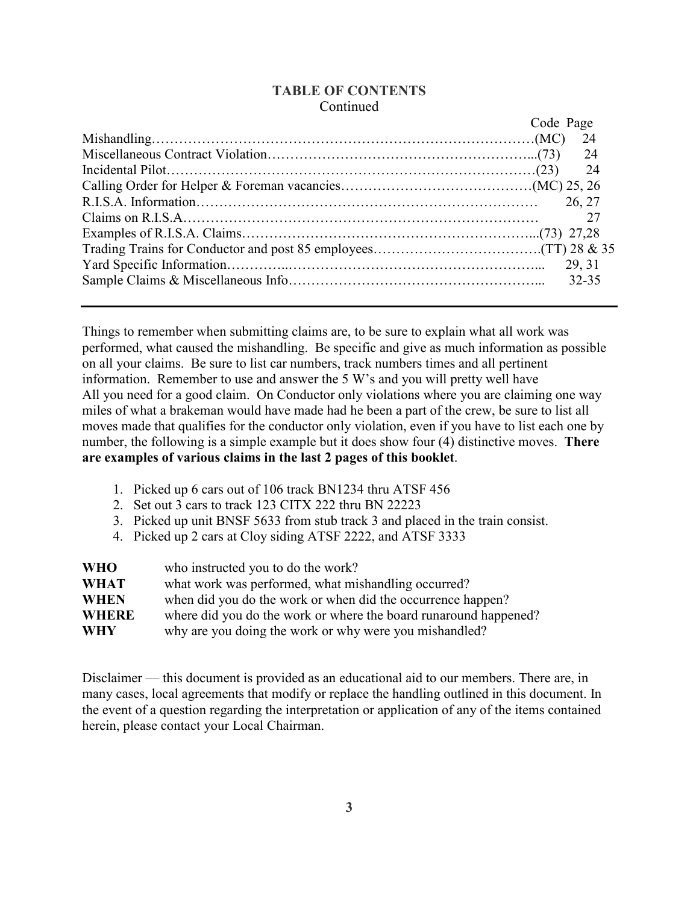## TABLE OF CONTENTS
Continued

| | Code | Page |
|---|---|---|
| Mishandling | (MC) | 24 |
| Miscellaneous Contract Violation | (73) | 24 |
| Incidental Pilot | (23) | 24 |
| Calling Order for Helper & Foreman vacancies | (MC) | 25, 26 |
| R.I.S.A. Information | | 26, 27 |
| Claims on R.I.S.A | | 27 |
| Examples of R.I.S.A. Claims | (73) | 27,28 |
| Trading Trains for Conductor and post 85 employees | (TT) | 28 & 35 |
| Yard Specific Information | | 29, 31 |
| Sample Claims & Miscellaneous Info | | 32-35 |

---

Things to remember when submitting claims are, to be sure to explain what all work was performed, what caused the mishandling. Be specific and give as much information as possible on all your claims. Be sure to list car numbers, track numbers times and all pertinent information. Remember to use and answer the 5 W's and you will pretty well have All you need for a good claim. On Conductor only violations where you are claiming one way miles of what a brakeman would have made had he been a part of the crew, be sure to list all moves made that qualifies for the conductor only violation, even if you have to list each one by number, the following is a simple example but it does show four (4) distinctive moves. **There are examples of various claims in the last 2 pages of this booklet**.

1. Picked up 6 cars out of 106 track BN1234 thru ATSF 456
2. Set out 3 cars to track 123 CITX 222 thru BN 22223
3. Picked up unit BNSF 5633 from stub track 3 and placed in the train consist.
4. Picked up 2 cars at Cloy siding ATSF 2222, and ATSF 3333

| | |
|---|---|
| **WHO** | who instructed you to do the work? |
| **WHAT** | what work was performed, what mishandling occurred? |
| **WHEN** | when did you do the work or when did the occurrence happen? |
| **WHERE** | where did you do the work or where the board runaround happened? |
| **WHY** | why are you doing the work or why were you mishandled? |

Disclaimer — this document is provided as an educational aid to our members. There are, in many cases, local agreements that modify or replace the handling outlined in this document. In the event of a question regarding the interpretation or application of any of the items contained herein, please contact your Local Chairman.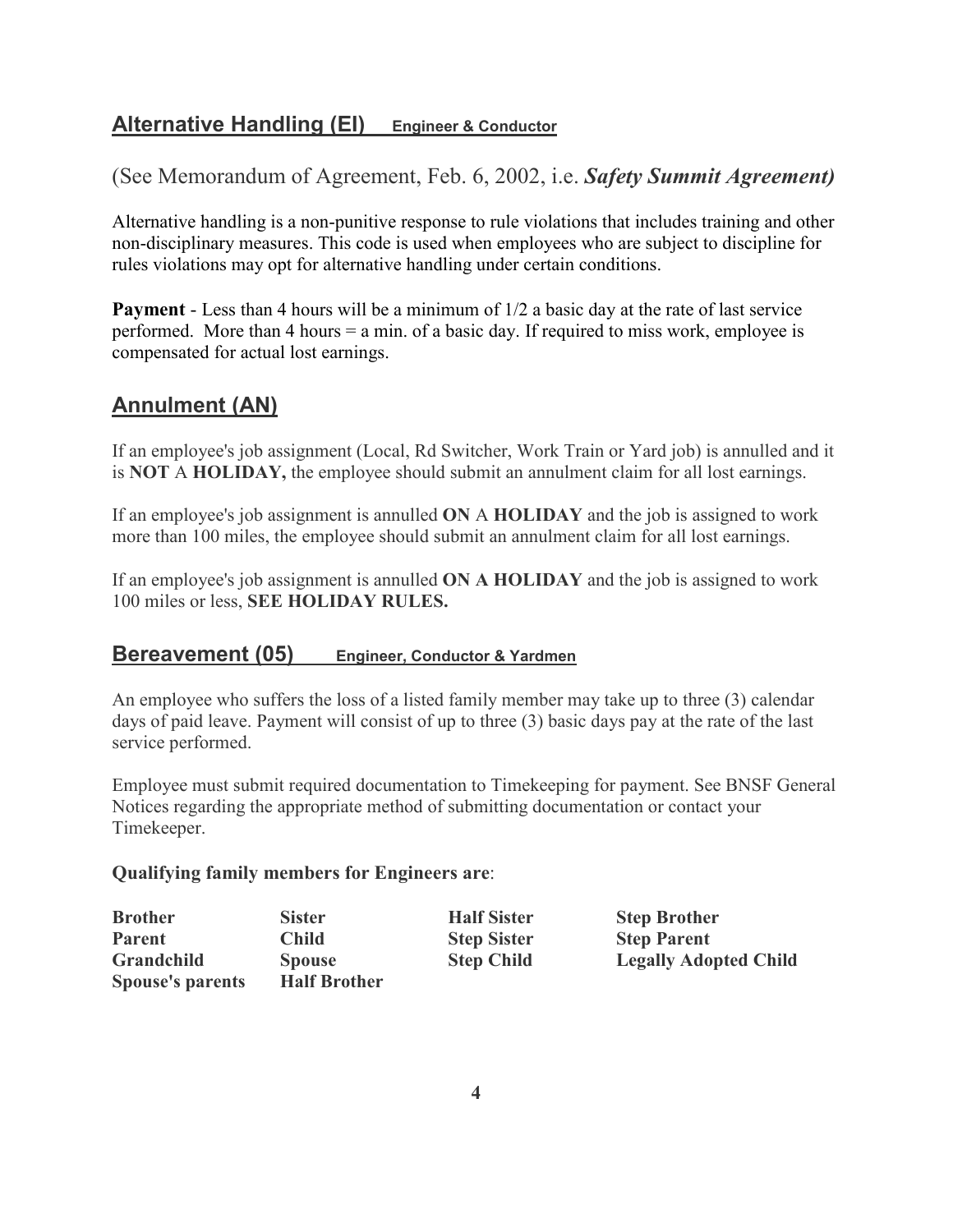## Alternative Handling (EI)     Engineer & Conductor

(See Memorandum of Agreement, Feb. 6, 2002, i.e. ***Safety Summit Agreement)***

Alternative handling is a non-punitive response to rule violations that includes training and other non-disciplinary measures. This code is used when employees who are subject to discipline for rules violations may opt for alternative handling under certain conditions.

**Payment** - Less than 4 hours will be a minimum of 1/2 a basic day at the rate of last service performed. More than 4 hours = a min. of a basic day. If required to miss work, employee is compensated for actual lost earnings.

## Annulment (AN)

If an employee's job assignment (Local, Rd Switcher, Work Train or Yard job) is annulled and it is **NOT** A **HOLIDAY,** the employee should submit an annulment claim for all lost earnings.

If an employee's job assignment is annulled **ON** A **HOLIDAY** and the job is assigned to work more than 100 miles, the employee should submit an annulment claim for all lost earnings.

If an employee's job assignment is annulled **ON A HOLIDAY** and the job is assigned to work 100 miles or less, **SEE HOLIDAY RULES.**

## Bereavement (05)     Engineer, Conductor & Yardmen

An employee who suffers the loss of a listed family member may take up to three (3) calendar days of paid leave. Payment will consist of up to three (3) basic days pay at the rate of the last service performed.

Employee must submit required documentation to Timekeeping for payment. See BNSF General Notices regarding the appropriate method of submitting documentation or contact your Timekeeper.

**Qualifying family members for Engineers are**:

| | | | |
|---|---|---|---|
| **Brother** | **Sister** | **Half Sister** | **Step Brother** |
| **Parent** | **Child** | **Step Sister** | **Step Parent** |
| **Grandchild** | **Spouse** | **Step Child** | **Legally Adopted Child** |
| **Spouse's parents** | **Half Brother** | | |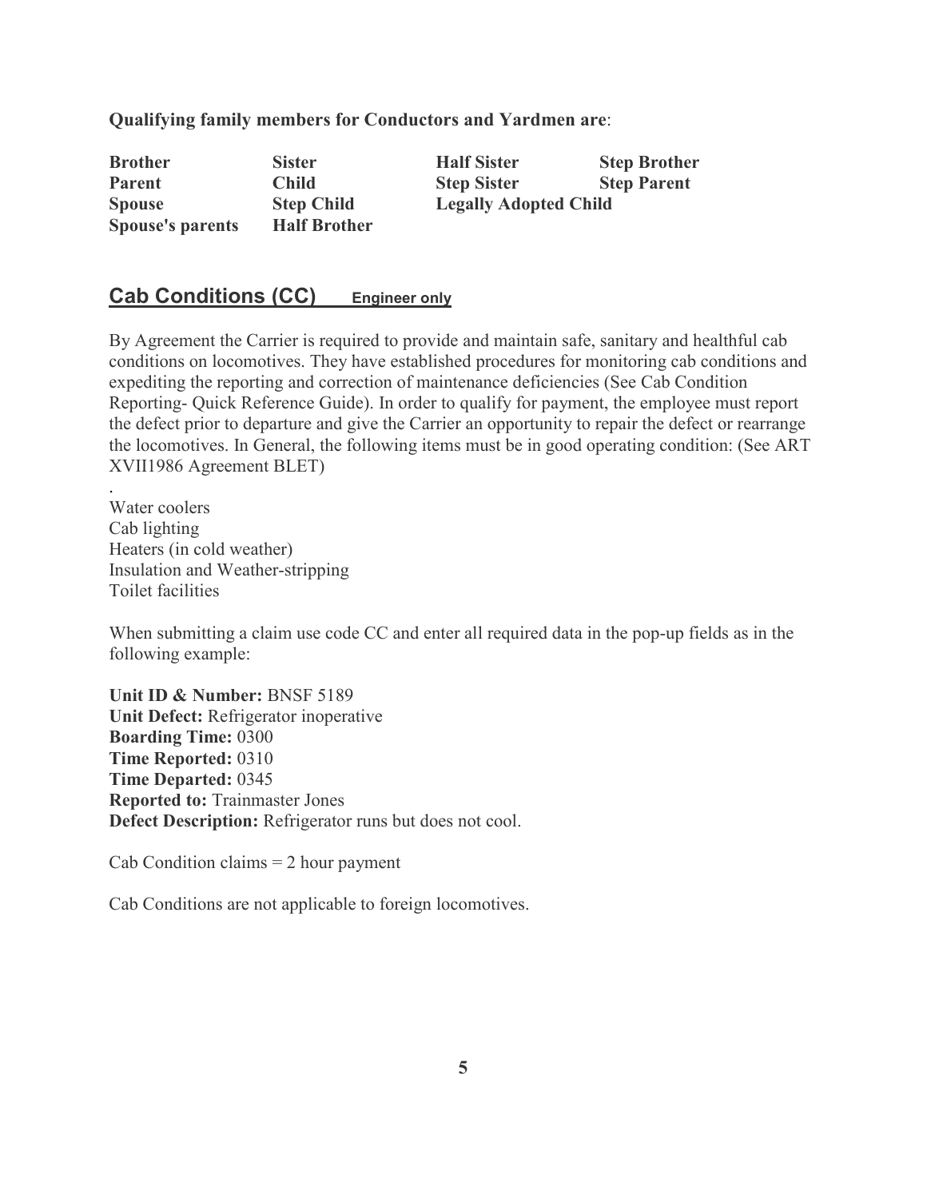**Qualifying family members for Conductors and Yardmen are**:

| | | | |
|---|---|---|---|
| **Brother** | **Sister** | **Half Sister** | **Step Brother** |
| **Parent** | **Child** | **Step Sister** | **Step Parent** |
| **Spouse** | **Step Child** | **Legally Adopted Child** | |
| **Spouse's parents** | **Half Brother** | | |

## Cab Conditions (CC) Engineer only

By Agreement the Carrier is required to provide and maintain safe, sanitary and healthful cab conditions on locomotives. They have established procedures for monitoring cab conditions and expediting the reporting and correction of maintenance deficiencies (See Cab Condition Reporting- Quick Reference Guide). In order to qualify for payment, the employee must report the defect prior to departure and give the Carrier an opportunity to repair the defect or rearrange the locomotives. In General, the following items must be in good operating condition: (See ART XVII1986 Agreement BLET)

.
Water coolers
Cab lighting
Heaters (in cold weather)
Insulation and Weather-stripping
Toilet facilities

When submitting a claim use code CC and enter all required data in the pop-up fields as in the following example:

**Unit ID & Number:** BNSF 5189
**Unit Defect:** Refrigerator inoperative
**Boarding Time:** 0300
**Time Reported:** 0310
**Time Departed:** 0345
**Reported to:** Trainmaster Jones
**Defect Description:** Refrigerator runs but does not cool.

Cab Condition claims = 2 hour payment

Cab Conditions are not applicable to foreign locomotives.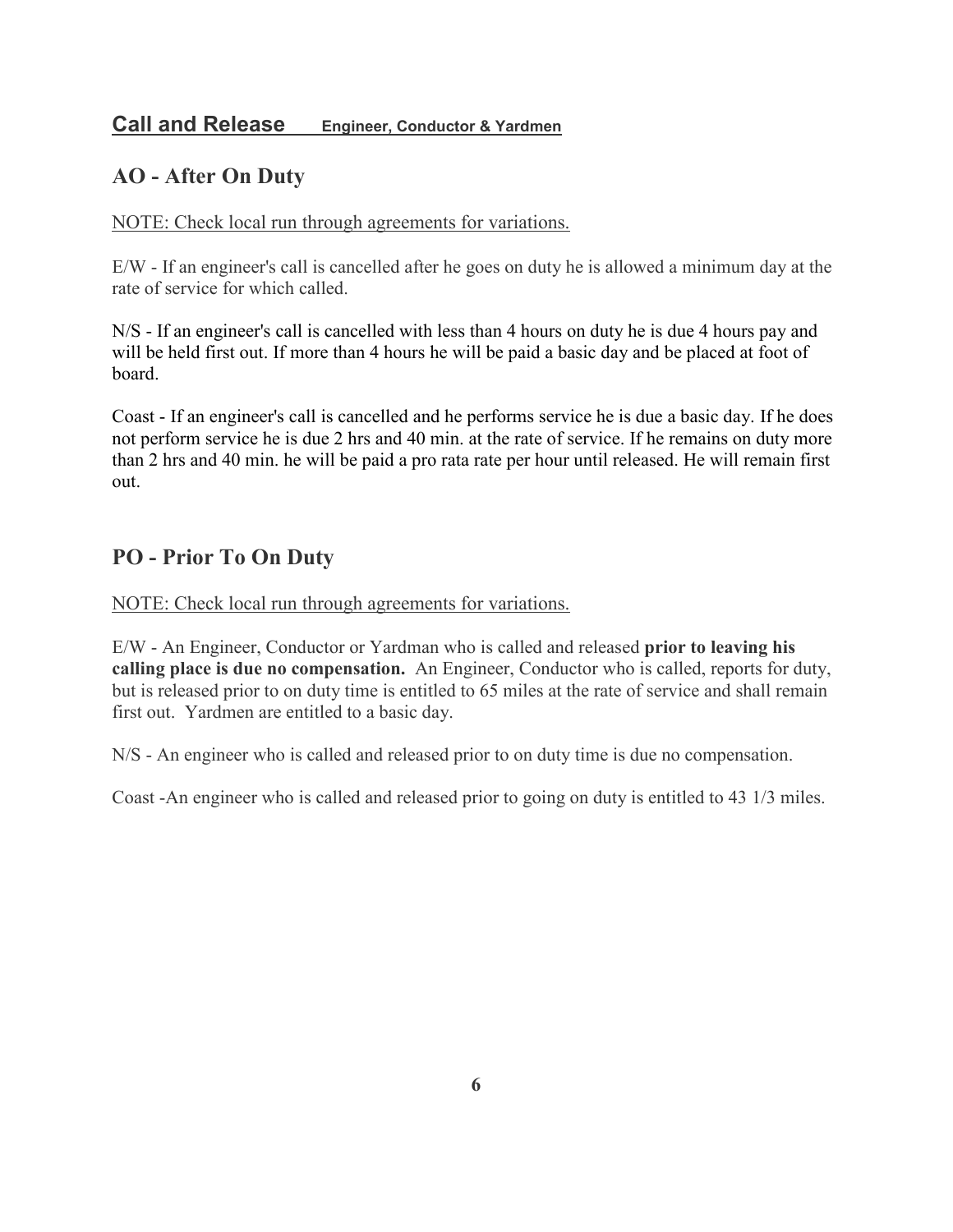## Call and Release <u>**Engineer, Conductor & Yardmen**</u>

### AO - After On Duty

<u>NOTE: Check local run through agreements for variations.</u>

E/W - If an engineer's call is cancelled after he goes on duty he is allowed a minimum day at the rate of service for which called.

N/S - If an engineer's call is cancelled with less than 4 hours on duty he is due 4 hours pay and will be held first out. If more than 4 hours he will be paid a basic day and be placed at foot of board.

Coast - If an engineer's call is cancelled and he performs service he is due a basic day. If he does not perform service he is due 2 hrs and 40 min. at the rate of service. If he remains on duty more than 2 hrs and 40 min. he will be paid a pro rata rate per hour until released. He will remain first out.

### PO - Prior To On Duty

<u>NOTE: Check local run through agreements for variations.</u>

E/W - An Engineer, Conductor or Yardman who is called and released **prior to leaving his calling place is due no compensation.** An Engineer, Conductor who is called, reports for duty, but is released prior to on duty time is entitled to 65 miles at the rate of service and shall remain first out. Yardmen are entitled to a basic day.

N/S - An engineer who is called and released prior to on duty time is due no compensation.

Coast -An engineer who is called and released prior to going on duty is entitled to 43 1/3 miles.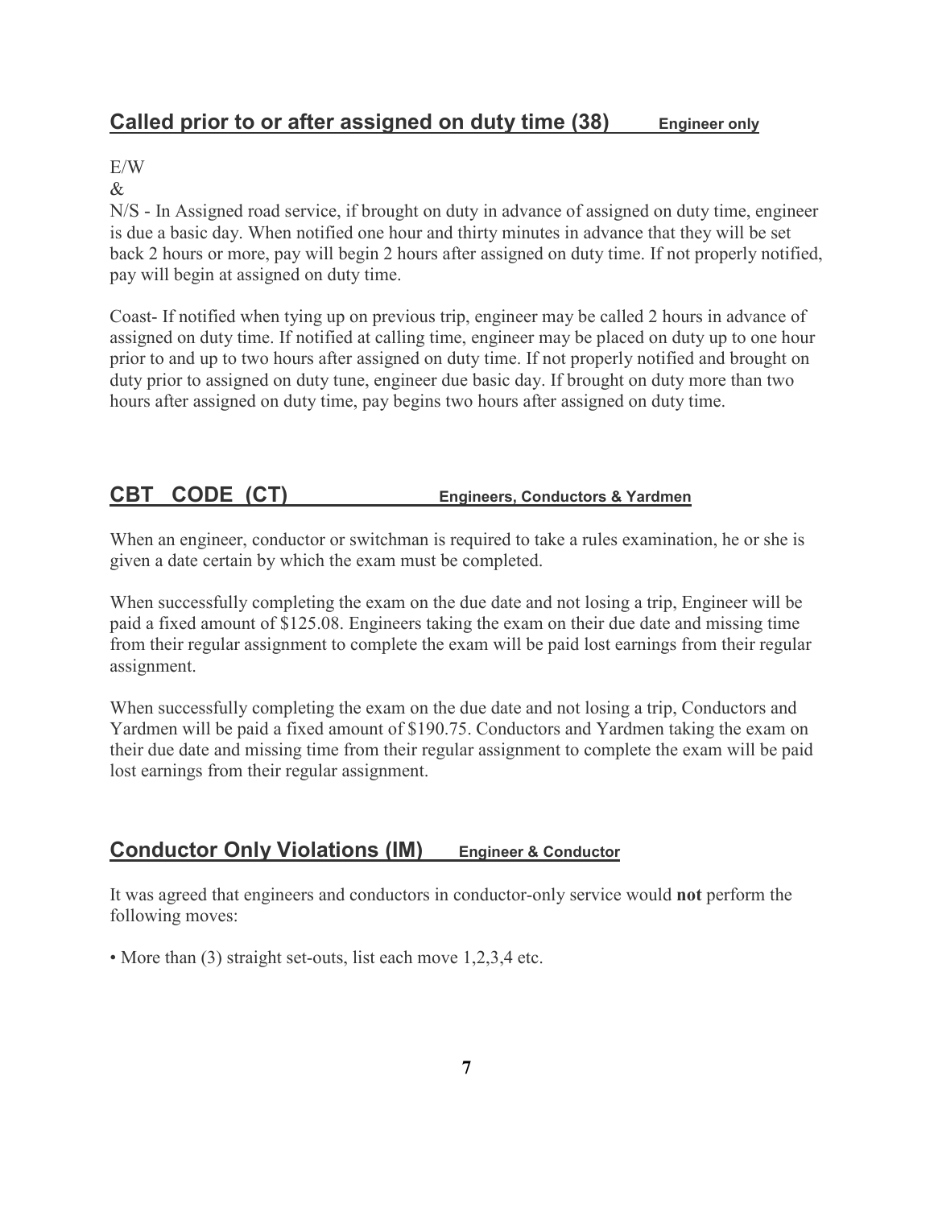## Called prior to or after assigned on duty time (38) Engineer only

E/W

&

N/S - In Assigned road service, if brought on duty in advance of assigned on duty time, engineer is due a basic day. When notified one hour and thirty minutes in advance that they will be set back 2 hours or more, pay will begin 2 hours after assigned on duty time. If not properly notified, pay will begin at assigned on duty time.

Coast- If notified when tying up on previous trip, engineer may be called 2 hours in advance of assigned on duty time. If notified at calling time, engineer may be placed on duty up to one hour prior to and up to two hours after assigned on duty time. If not properly notified and brought on duty prior to assigned on duty tune, engineer due basic day. If brought on duty more than two hours after assigned on duty time, pay begins two hours after assigned on duty time.

## CBT CODE (CT) Engineers, Conductors & Yardmen

When an engineer, conductor or switchman is required to take a rules examination, he or she is given a date certain by which the exam must be completed.

When successfully completing the exam on the due date and not losing a trip, Engineer will be paid a fixed amount of $125.08. Engineers taking the exam on their due date and missing time from their regular assignment to complete the exam will be paid lost earnings from their regular assignment.

When successfully completing the exam on the due date and not losing a trip, Conductors and Yardmen will be paid a fixed amount of $190.75. Conductors and Yardmen taking the exam on their due date and missing time from their regular assignment to complete the exam will be paid lost earnings from their regular assignment.

## Conductor Only Violations (IM) Engineer & Conductor

It was agreed that engineers and conductors in conductor-only service would **not** perform the following moves:

- More than (3) straight set-outs, list each move 1,2,3,4 etc.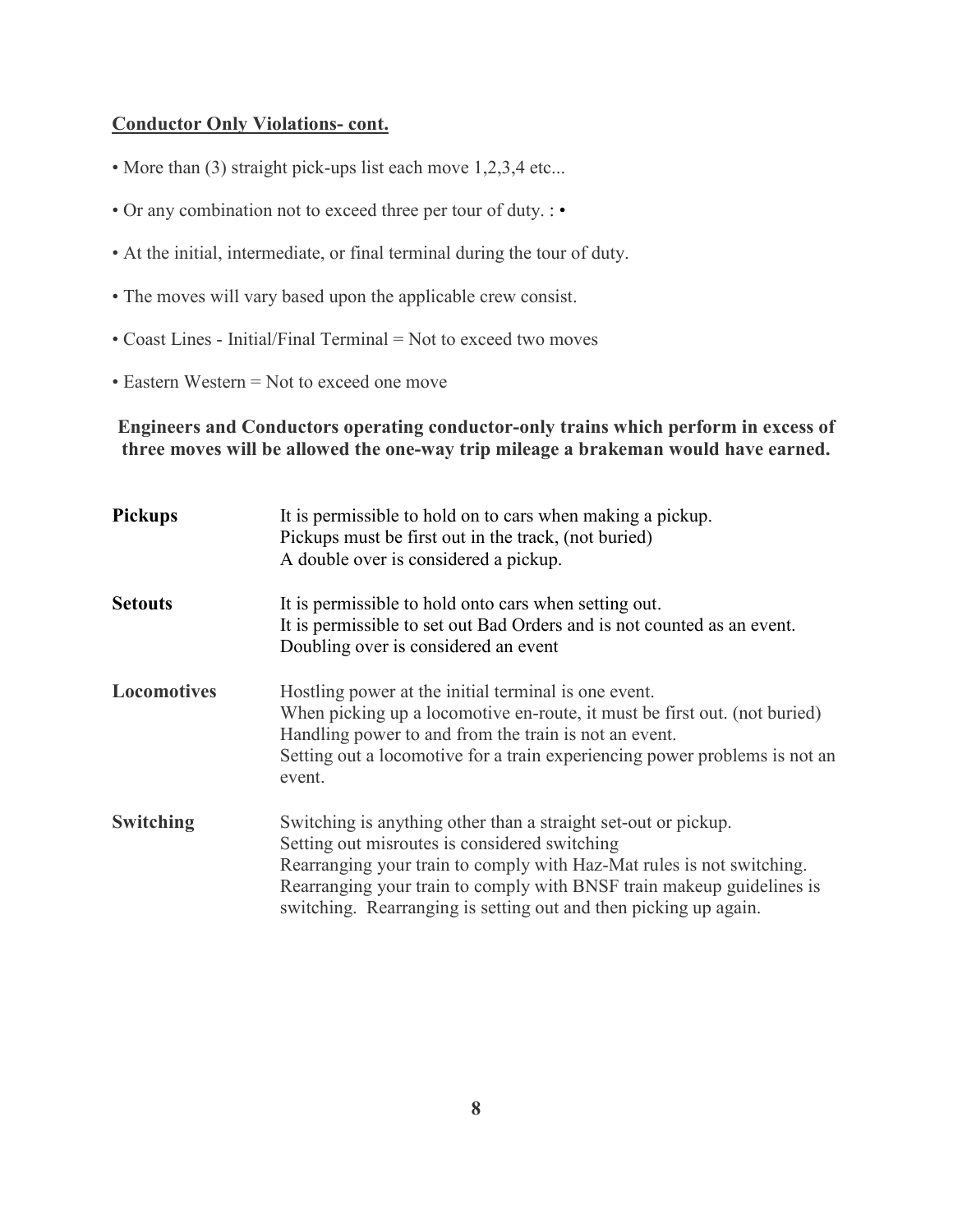**Conductor Only Violations- cont.**

- More than (3) straight pick-ups list each move 1,2,3,4 etc...
- Or any combination not to exceed three per tour of duty. : •
- At the initial, intermediate, or final terminal during the tour of duty.
- The moves will vary based upon the applicable crew consist.
- Coast Lines - Initial/Final Terminal = Not to exceed two moves
- Eastern Western = Not to exceed one move

**Engineers and Conductors operating conductor-only trains which perform in excess of three moves will be allowed the one-way trip mileage a brakeman would have earned.**

| | |
|---|---|
| **Pickups** | It is permissible to hold on to cars when making a pickup.<br>Pickups must be first out in the track, (not buried)<br>A double over is considered a pickup. |
| **Setouts** | It is permissible to hold onto cars when setting out.<br>It is permissible to set out Bad Orders and is not counted as an event.<br>Doubling over is considered an event |
| **Locomotives** | Hostling power at the initial terminal is one event.<br>When picking up a locomotive en-route, it must be first out. (not buried)<br>Handling power to and from the train is not an event.<br>Setting out a locomotive for a train experiencing power problems is not an event. |
| **Switching** | Switching is anything other than a straight set-out or pickup.<br>Setting out misroutes is considered switching<br>Rearranging your train to comply with Haz-Mat rules is not switching.<br>Rearranging your train to comply with BNSF train makeup guidelines is switching. Rearranging is setting out and then picking up again. |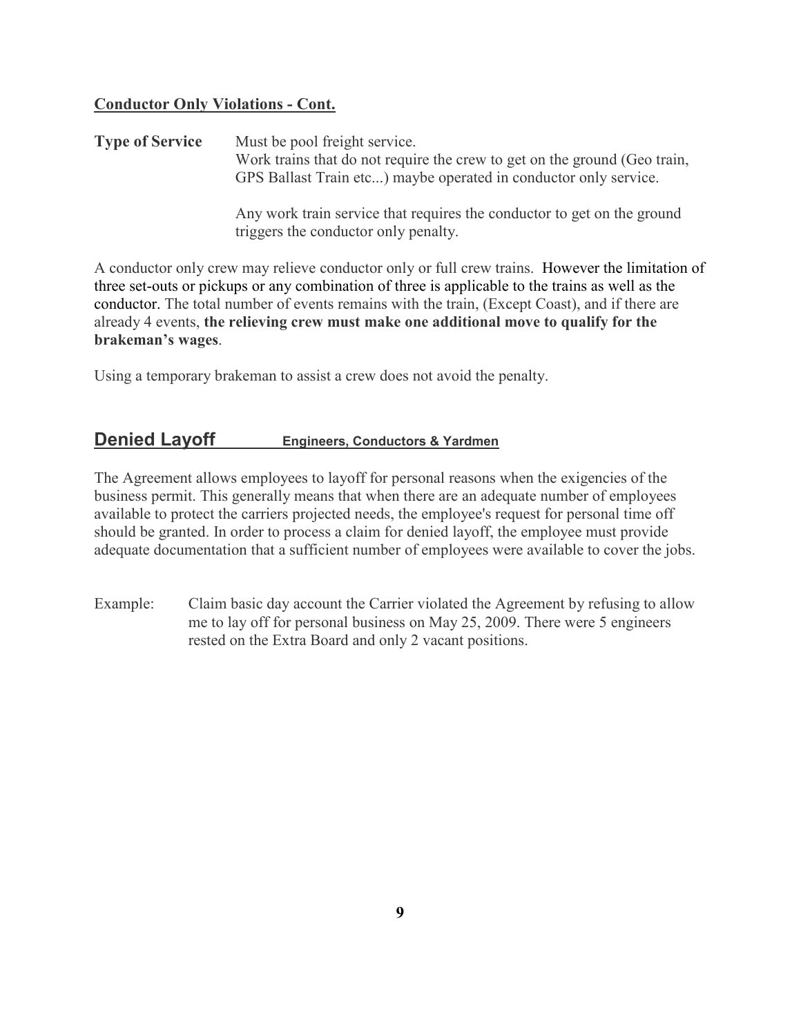**Conductor Only Violations - Cont.**

**Type of Service** Must be pool freight service.
Work trains that do not require the crew to get on the ground (Geo train, GPS Ballast Train etc...) maybe operated in conductor only service.

Any work train service that requires the conductor to get on the ground triggers the conductor only penalty.

A conductor only crew may relieve conductor only or full crew trains. However the limitation of three set-outs or pickups or any combination of three is applicable to the trains as well as the conductor. The total number of events remains with the train, (Except Coast), and if there are already 4 events, **the relieving crew must make one additional move to qualify for the brakeman's wages**.

Using a temporary brakeman to assist a crew does not avoid the penalty.

## Denied Layoff — Engineers, Conductors & Yardmen

The Agreement allows employees to layoff for personal reasons when the exigencies of the business permit. This generally means that when there are an adequate number of employees available to protect the carriers projected needs, the employee's request for personal time off should be granted. In order to process a claim for denied layoff, the employee must provide adequate documentation that a sufficient number of employees were available to cover the jobs.

Example: Claim basic day account the Carrier violated the Agreement by refusing to allow me to lay off for personal business on May 25, 2009. There were 5 engineers rested on the Extra Board and only 2 vacant positions.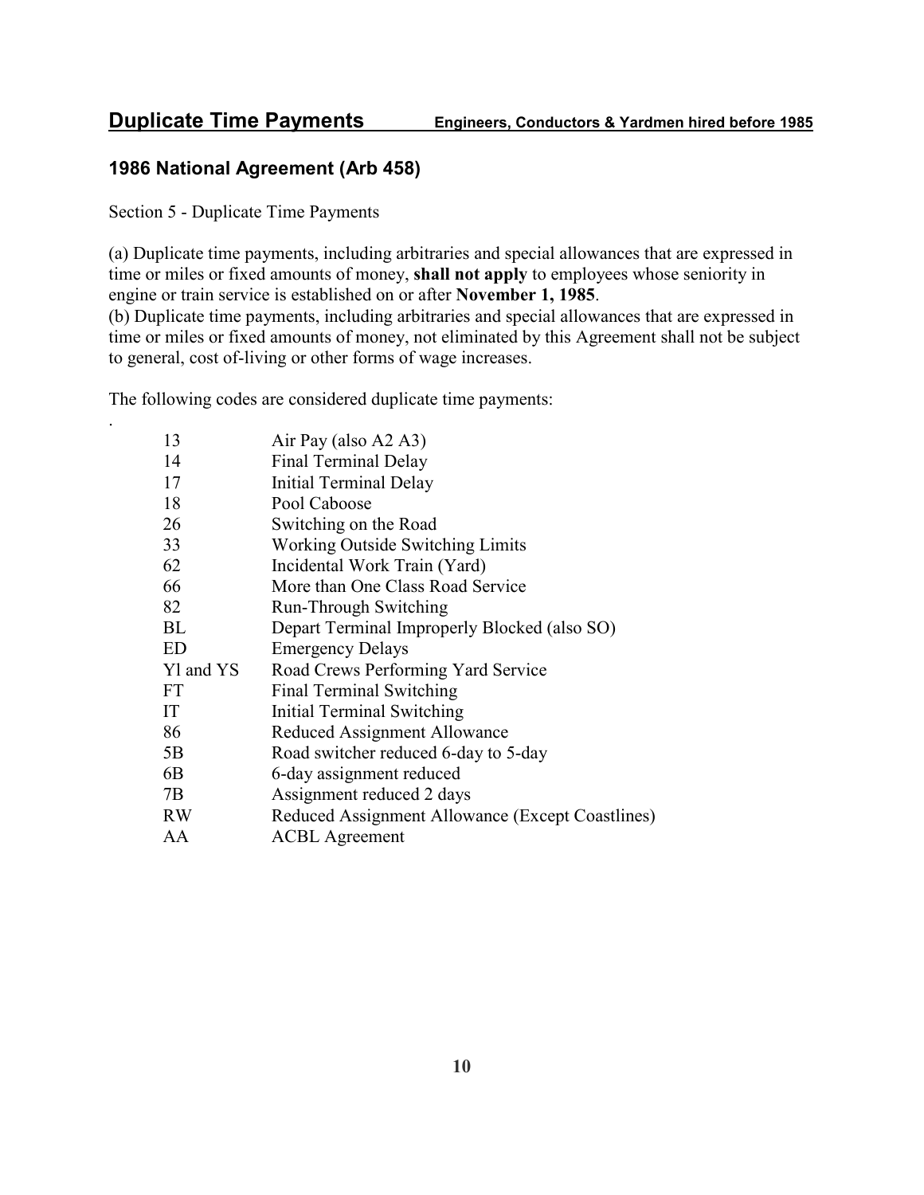## Duplicate Time Payments — Engineers, Conductors & Yardmen hired before 1985

### 1986 National Agreement (Arb 458)

Section 5 - Duplicate Time Payments

(a) Duplicate time payments, including arbitraries and special allowances that are expressed in time or miles or fixed amounts of money, **shall not apply** to employees whose seniority in engine or train service is established on or after **November 1, 1985**.
(b) Duplicate time payments, including arbitraries and special allowances that are expressed in time or miles or fixed amounts of money, not eliminated by this Agreement shall not be subject to general, cost of-living or other forms of wage increases.

The following codes are considered duplicate time payments:

| | |
|---|---|
| 13 | Air Pay (also A2 A3) |
| 14 | Final Terminal Delay |
| 17 | Initial Terminal Delay |
| 18 | Pool Caboose |
| 26 | Switching on the Road |
| 33 | Working Outside Switching Limits |
| 62 | Incidental Work Train (Yard) |
| 66 | More than One Class Road Service |
| 82 | Run-Through Switching |
| BL | Depart Terminal Improperly Blocked (also SO) |
| ED | Emergency Delays |
| Yl and YS | Road Crews Performing Yard Service |
| FT | Final Terminal Switching |
| IT | Initial Terminal Switching |
| 86 | Reduced Assignment Allowance |
| 5B | Road switcher reduced 6-day to 5-day |
| 6B | 6-day assignment reduced |
| 7B | Assignment reduced 2 days |
| RW | Reduced Assignment Allowance (Except Coastlines) |
| AA | ACBL Agreement |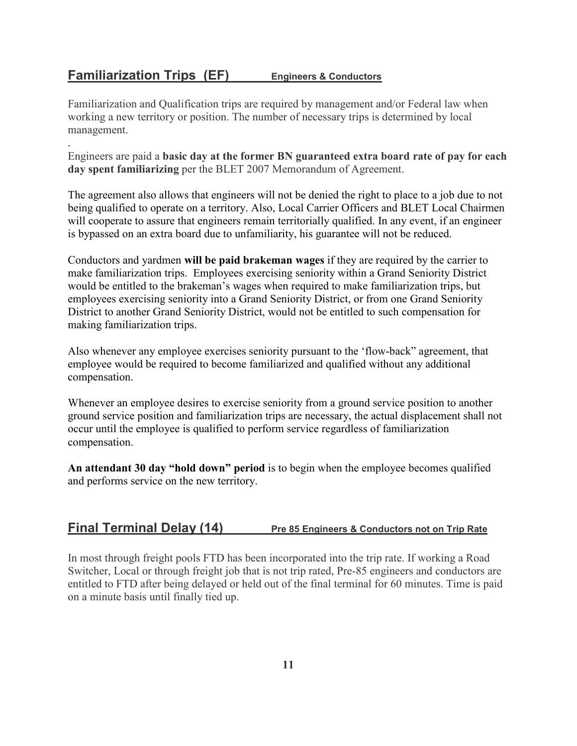## Familiarization Trips (EF) Engineers & Conductors

Familiarization and Qualification trips are required by management and/or Federal law when working a new territory or position. The number of necessary trips is determined by local management.

.

Engineers are paid a **basic day at the former BN guaranteed extra board rate of pay for each day spent familiarizing** per the BLET 2007 Memorandum of Agreement.

The agreement also allows that engineers will not be denied the right to place to a job due to not being qualified to operate on a territory. Also, Local Carrier Officers and BLET Local Chairmen will cooperate to assure that engineers remain territorially qualified. In any event, if an engineer is bypassed on an extra board due to unfamiliarity, his guarantee will not be reduced.

Conductors and yardmen **will be paid brakeman wages** if they are required by the carrier to make familiarization trips. Employees exercising seniority within a Grand Seniority District would be entitled to the brakeman's wages when required to make familiarization trips, but employees exercising seniority into a Grand Seniority District, or from one Grand Seniority District to another Grand Seniority District, would not be entitled to such compensation for making familiarization trips.

Also whenever any employee exercises seniority pursuant to the 'flow-back" agreement, that employee would be required to become familiarized and qualified without any additional compensation.

Whenever an employee desires to exercise seniority from a ground service position to another ground service position and familiarization trips are necessary, the actual displacement shall not occur until the employee is qualified to perform service regardless of familiarization compensation.

**An attendant 30 day "hold down" period** is to begin when the employee becomes qualified and performs service on the new territory.

## Final Terminal Delay (14) Pre 85 Engineers & Conductors not on Trip Rate

In most through freight pools FTD has been incorporated into the trip rate. If working a Road Switcher, Local or through freight job that is not trip rated, Pre-85 engineers and conductors are entitled to FTD after being delayed or held out of the final terminal for 60 minutes. Time is paid on a minute basis until finally tied up.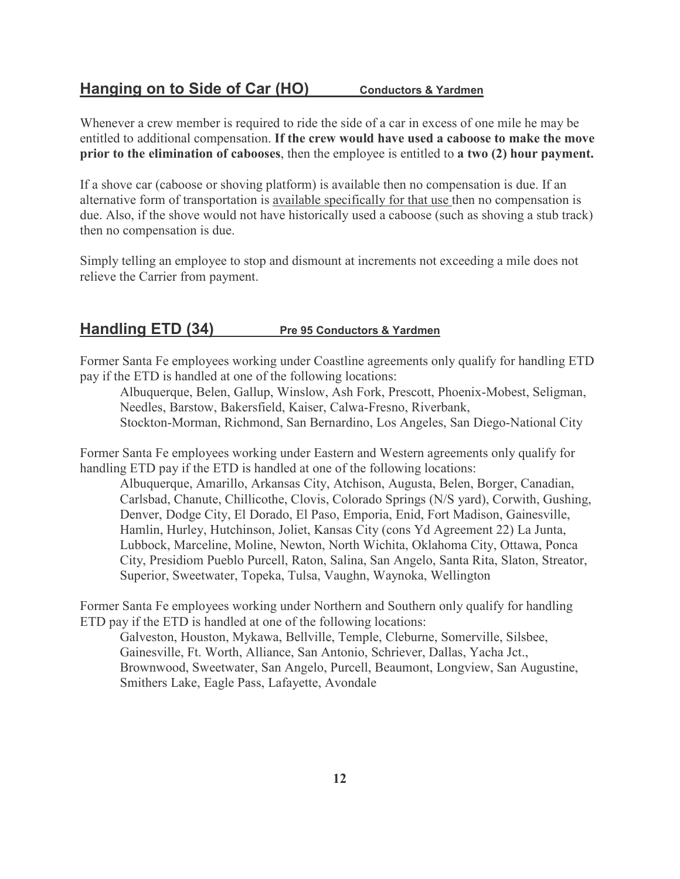## Hanging on to Side of Car (HO) Conductors & Yardmen

Whenever a crew member is required to ride the side of a car in excess of one mile he may be entitled to additional compensation. **If the crew would have used a caboose to make the move prior to the elimination of cabooses**, then the employee is entitled to **a two (2) hour payment.**

If a shove car (caboose or shoving platform) is available then no compensation is due. If an alternative form of transportation is available specifically for that use then no compensation is due. Also, if the shove would not have historically used a caboose (such as shoving a stub track) then no compensation is due.

Simply telling an employee to stop and dismount at increments not exceeding a mile does not relieve the Carrier from payment.

## Handling ETD (34) Pre 95 Conductors & Yardmen

Former Santa Fe employees working under Coastline agreements only qualify for handling ETD pay if the ETD is handled at one of the following locations:

Albuquerque, Belen, Gallup, Winslow, Ash Fork, Prescott, Phoenix-Mobest, Seligman, Needles, Barstow, Bakersfield, Kaiser, Calwa-Fresno, Riverbank, Stockton-Morman, Richmond, San Bernardino, Los Angeles, San Diego-National City

Former Santa Fe employees working under Eastern and Western agreements only qualify for handling ETD pay if the ETD is handled at one of the following locations:

Albuquerque, Amarillo, Arkansas City, Atchison, Augusta, Belen, Borger, Canadian, Carlsbad, Chanute, Chillicothe, Clovis, Colorado Springs (N/S yard), Corwith, Gushing, Denver, Dodge City, El Dorado, El Paso, Emporia, Enid, Fort Madison, Gainesville, Hamlin, Hurley, Hutchinson, Joliet, Kansas City (cons Yd Agreement 22) La Junta, Lubbock, Marceline, Moline, Newton, North Wichita, Oklahoma City, Ottawa, Ponca City, Presidiom Pueblo Purcell, Raton, Salina, San Angelo, Santa Rita, Slaton, Streator, Superior, Sweetwater, Topeka, Tulsa, Vaughn, Waynoka, Wellington

Former Santa Fe employees working under Northern and Southern only qualify for handling ETD pay if the ETD is handled at one of the following locations:

Galveston, Houston, Mykawa, Bellville, Temple, Cleburne, Somerville, Silsbee, Gainesville, Ft. Worth, Alliance, San Antonio, Schriever, Dallas, Yacha Jct., Brownwood, Sweetwater, San Angelo, Purcell, Beaumont, Longview, San Augustine, Smithers Lake, Eagle Pass, Lafayette, Avondale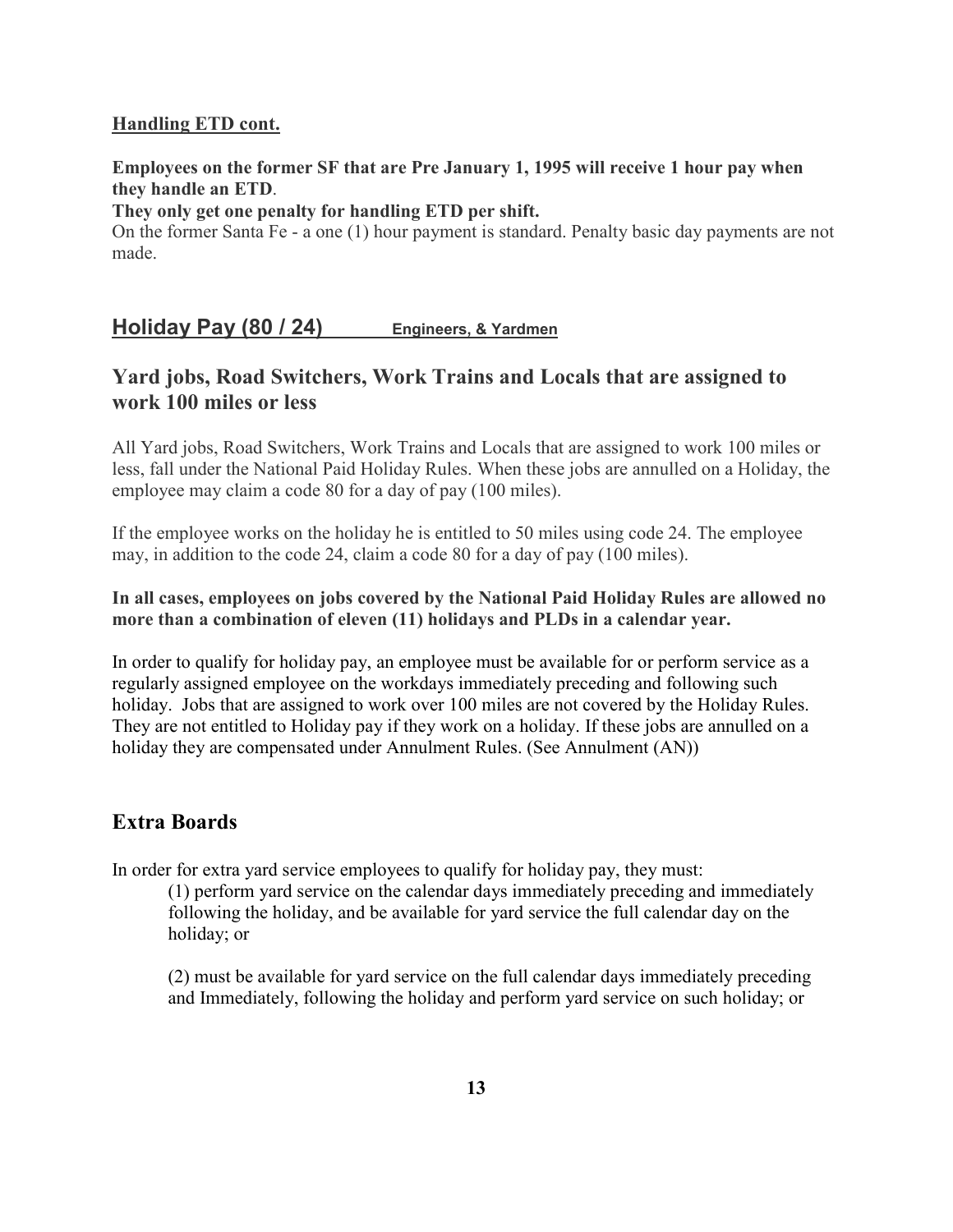**Handling ETD cont.**

**Employees on the former SF that are Pre January 1, 1995 will receive 1 hour pay when they handle an ETD**.

**They only get one penalty for handling ETD per shift.**

On the former Santa Fe - a one (1) hour payment is standard. Penalty basic day payments are not made.

## Holiday Pay (80 / 24) Engineers, & Yardmen

### Yard jobs, Road Switchers, Work Trains and Locals that are assigned to work 100 miles or less

All Yard jobs, Road Switchers, Work Trains and Locals that are assigned to work 100 miles or less, fall under the National Paid Holiday Rules. When these jobs are annulled on a Holiday, the employee may claim a code 80 for a day of pay (100 miles).

If the employee works on the holiday he is entitled to 50 miles using code 24. The employee may, in addition to the code 24, claim a code 80 for a day of pay (100 miles).

**In all cases, employees on jobs covered by the National Paid Holiday Rules are allowed no more than a combination of eleven (11) holidays and PLDs in a calendar year.**

In order to qualify for holiday pay, an employee must be available for or perform service as a regularly assigned employee on the workdays immediately preceding and following such holiday. Jobs that are assigned to work over 100 miles are not covered by the Holiday Rules. They are not entitled to Holiday pay if they work on a holiday. If these jobs are annulled on a holiday they are compensated under Annulment Rules. (See Annulment (AN))

### Extra Boards

In order for extra yard service employees to qualify for holiday pay, they must:

(1) perform yard service on the calendar days immediately preceding and immediately following the holiday, and be available for yard service the full calendar day on the holiday; or

(2) must be available for yard service on the full calendar days immediately preceding and Immediately, following the holiday and perform yard service on such holiday; or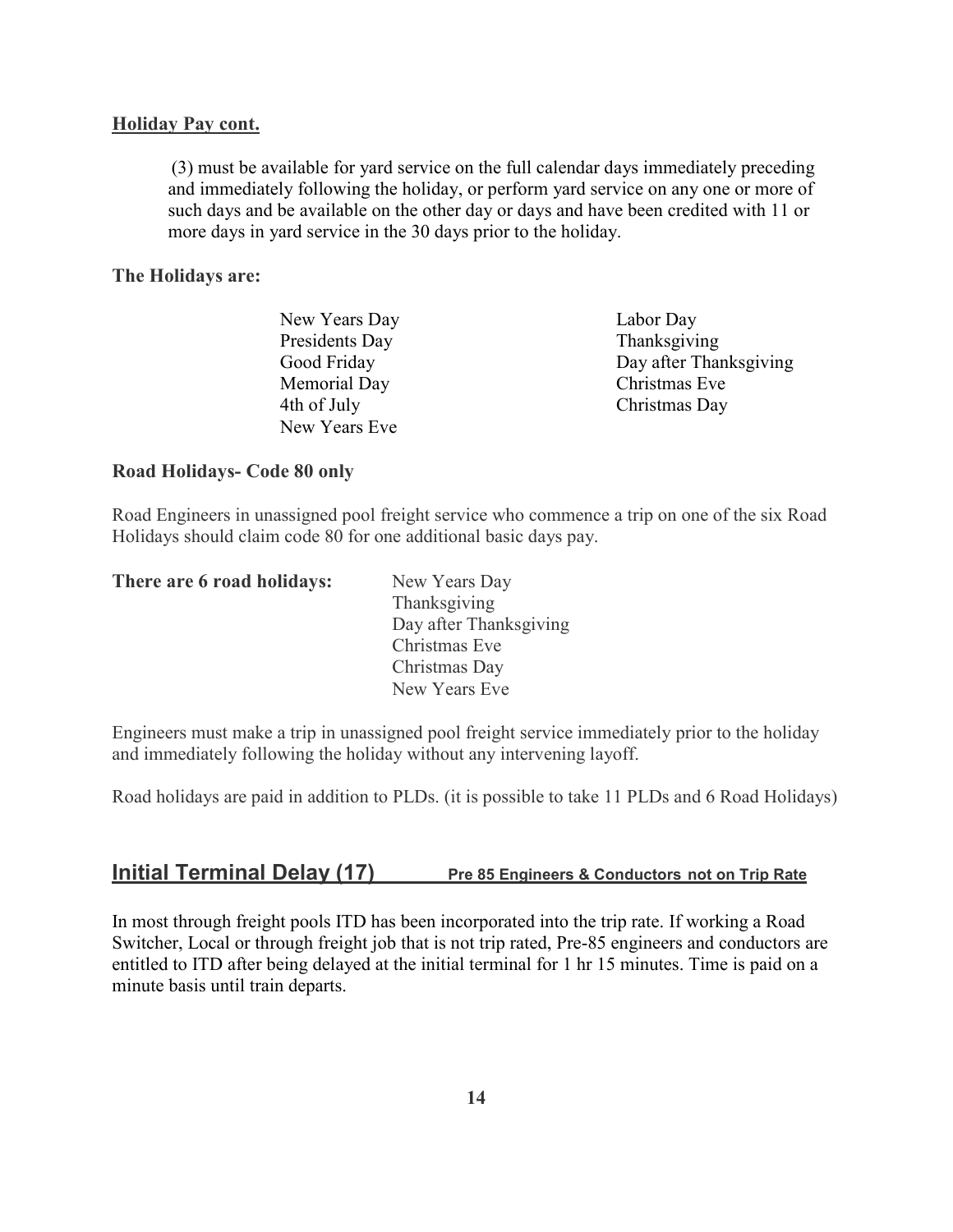## Holiday Pay cont.

(3) must be available for yard service on the full calendar days immediately preceding and immediately following the holiday, or perform yard service on any one or more of such days and be available on the other day or days and have been credited with 11 or more days in yard service in the 30 days prior to the holiday.

**The Holidays are:**

- New Years Day
- Presidents Day
- Good Friday
- Memorial Day
- 4th of July
- New Years Eve
- Labor Day
- Thanksgiving
- Day after Thanksgiving
- Christmas Eve
- Christmas Day

**Road Holidays- Code 80 only**

Road Engineers in unassigned pool freight service who commence a trip on one of the six Road Holidays should claim code 80 for one additional basic days pay.

**There are 6 road holidays:**

- New Years Day
- Thanksgiving
- Day after Thanksgiving
- Christmas Eve
- Christmas Day
- New Years Eve

Engineers must make a trip in unassigned pool freight service immediately prior to the holiday and immediately following the holiday without any intervening layoff.

Road holidays are paid in addition to PLDs. (it is possible to take 11 PLDs and 6 Road Holidays)

## Initial Terminal Delay (17) Pre 85 Engineers & Conductors not on Trip Rate

In most through freight pools ITD has been incorporated into the trip rate. If working a Road Switcher, Local or through freight job that is not trip rated, Pre-85 engineers and conductors are entitled to ITD after being delayed at the initial terminal for 1 hr 15 minutes. Time is paid on a minute basis until train departs.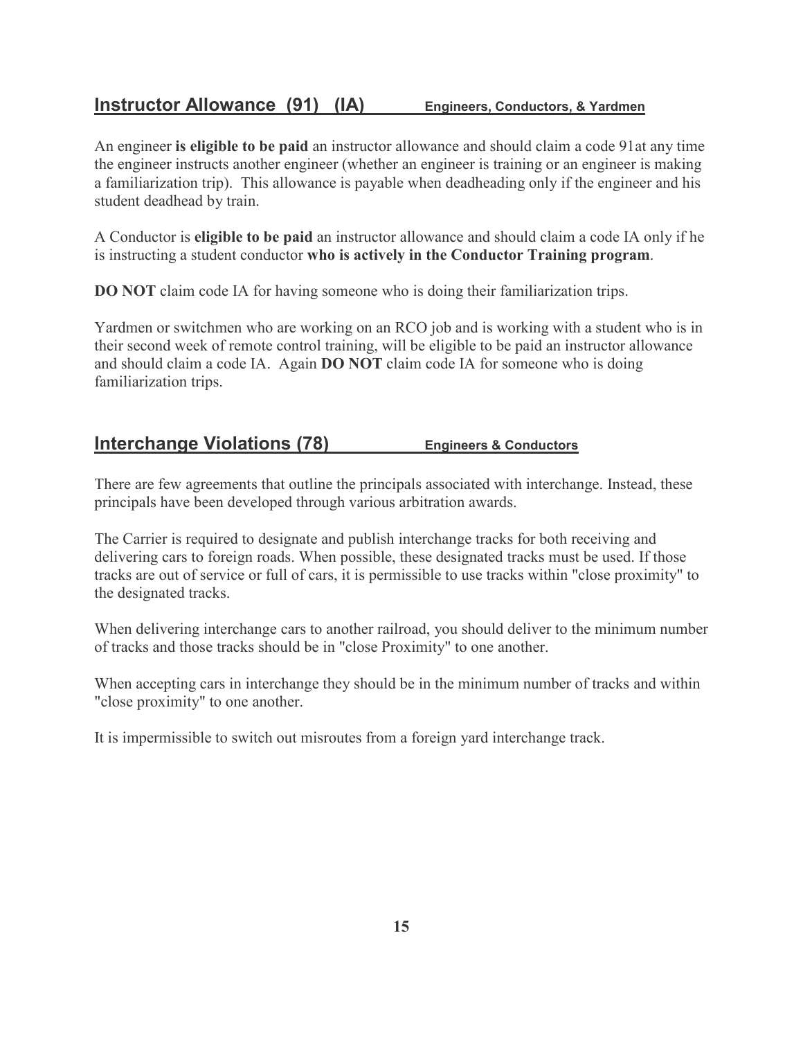## Instructor Allowance (91) (IA) Engineers, Conductors, & Yardmen

An engineer **is eligible to be paid** an instructor allowance and should claim a code 91at any time the engineer instructs another engineer (whether an engineer is training or an engineer is making a familiarization trip). This allowance is payable when deadheading only if the engineer and his student deadhead by train.

A Conductor is **eligible to be paid** an instructor allowance and should claim a code IA only if he is instructing a student conductor **who is actively in the Conductor Training program**.

**DO NOT** claim code IA for having someone who is doing their familiarization trips.

Yardmen or switchmen who are working on an RCO job and is working with a student who is in their second week of remote control training, will be eligible to be paid an instructor allowance and should claim a code IA. Again **DO NOT** claim code IA for someone who is doing familiarization trips.

## Interchange Violations (78) Engineers & Conductors

There are few agreements that outline the principals associated with interchange. Instead, these principals have been developed through various arbitration awards.

The Carrier is required to designate and publish interchange tracks for both receiving and delivering cars to foreign roads. When possible, these designated tracks must be used. If those tracks are out of service or full of cars, it is permissible to use tracks within "close proximity" to the designated tracks.

When delivering interchange cars to another railroad, you should deliver to the minimum number of tracks and those tracks should be in "close Proximity" to one another.

When accepting cars in interchange they should be in the minimum number of tracks and within "close proximity" to one another.

It is impermissible to switch out misroutes from a foreign yard interchange track.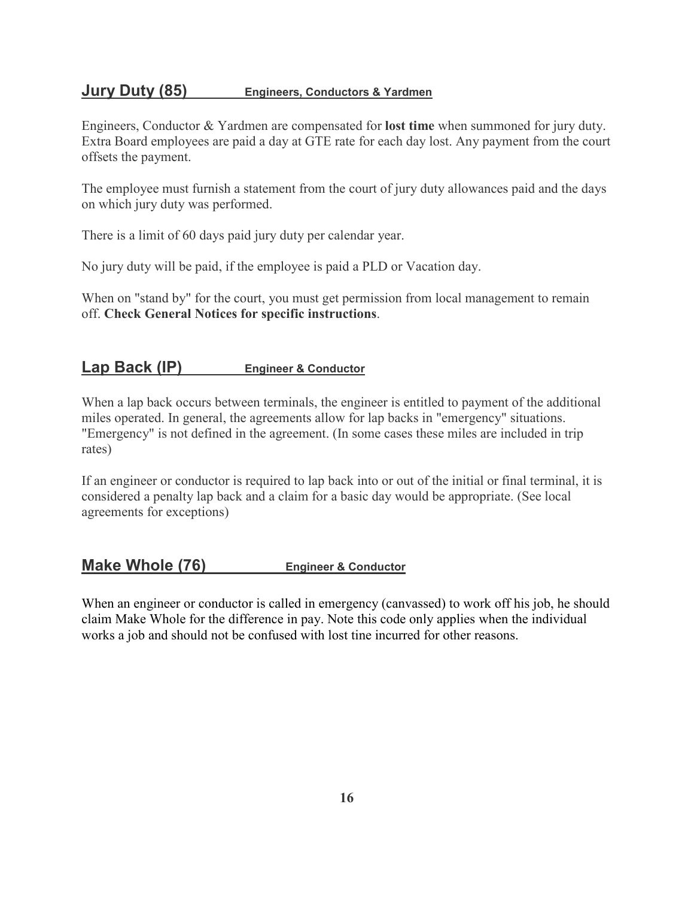## Jury Duty (85) **Engineers, Conductors & Yardmen**

Engineers, Conductor & Yardmen are compensated for **lost time** when summoned for jury duty. Extra Board employees are paid a day at GTE rate for each day lost. Any payment from the court offsets the payment.

The employee must furnish a statement from the court of jury duty allowances paid and the days on which jury duty was performed.

There is a limit of 60 days paid jury duty per calendar year.

No jury duty will be paid, if the employee is paid a PLD or Vacation day.

When on "stand by" for the court, you must get permission from local management to remain off. **Check General Notices for specific instructions**.

## Lap Back (IP) **Engineer & Conductor**

When a lap back occurs between terminals, the engineer is entitled to payment of the additional miles operated. In general, the agreements allow for lap backs in "emergency" situations. "Emergency" is not defined in the agreement. (In some cases these miles are included in trip rates)

If an engineer or conductor is required to lap back into or out of the initial or final terminal, it is considered a penalty lap back and a claim for a basic day would be appropriate. (See local agreements for exceptions)

## Make Whole (76) **Engineer & Conductor**

When an engineer or conductor is called in emergency (canvassed) to work off his job, he should claim Make Whole for the difference in pay. Note this code only applies when the individual works a job and should not be confused with lost tine incurred for other reasons.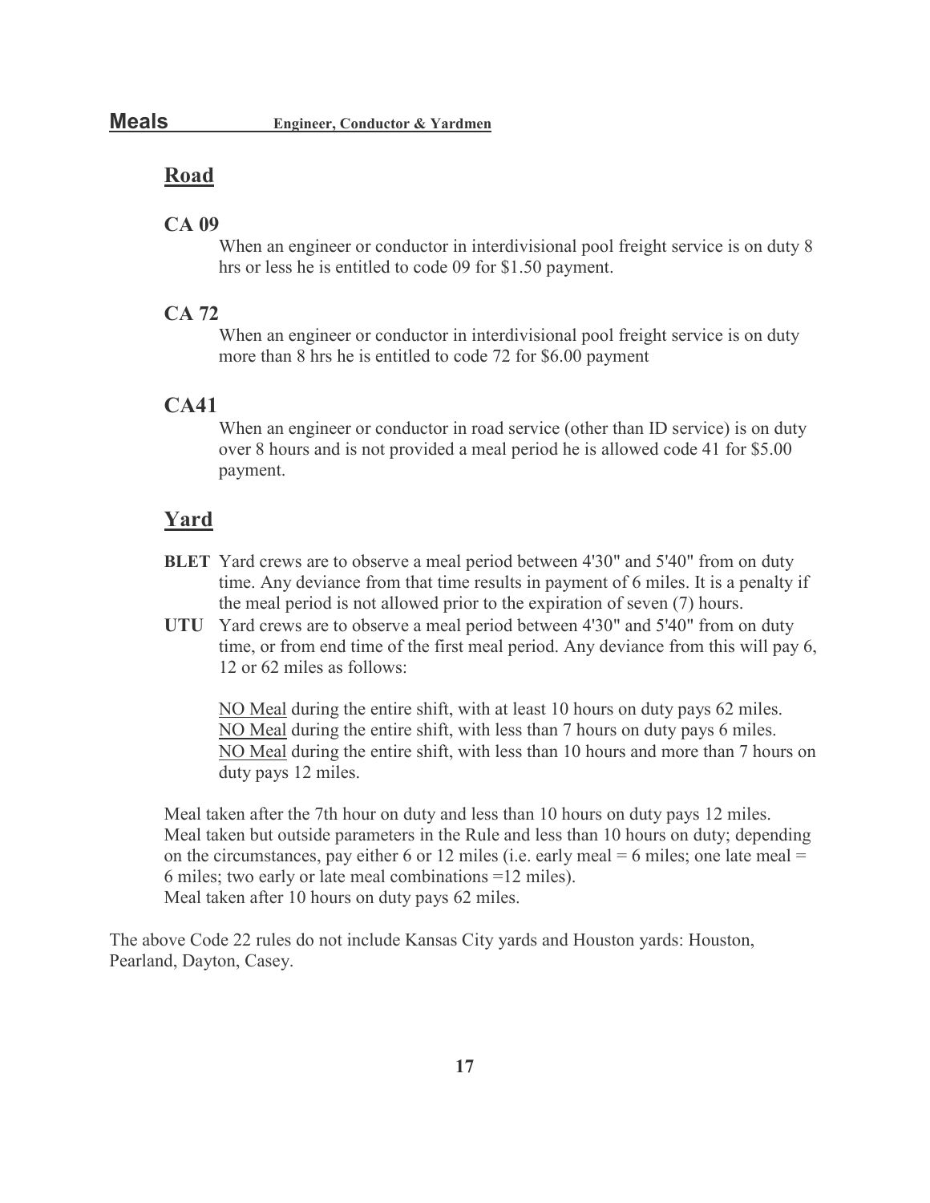# Meals Engineer, Conductor & Yardmen

## Road

### CA 09

When an engineer or conductor in interdivisional pool freight service is on duty 8 hrs or less he is entitled to code 09 for $1.50 payment.

### CA 72

When an engineer or conductor in interdivisional pool freight service is on duty more than 8 hrs he is entitled to code 72 for $6.00 payment

### CA41

When an engineer or conductor in road service (other than ID service) is on duty over 8 hours and is not provided a meal period he is allowed code 41 for $5.00 payment.

## Yard

**BLET** Yard crews are to observe a meal period between 4'30" and 5'40" from on duty time. Any deviance from that time results in payment of 6 miles. It is a penalty if the meal period is not allowed prior to the expiration of seven (7) hours.

**UTU** Yard crews are to observe a meal period between 4'30" and 5'40" from on duty time, or from end time of the first meal period. Any deviance from this will pay 6, 12 or 62 miles as follows:

NO Meal during the entire shift, with at least 10 hours on duty pays 62 miles.
NO Meal during the entire shift, with less than 7 hours on duty pays 6 miles.
NO Meal during the entire shift, with less than 10 hours and more than 7 hours on duty pays 12 miles.

Meal taken after the 7th hour on duty and less than 10 hours on duty pays 12 miles.
Meal taken but outside parameters in the Rule and less than 10 hours on duty; depending on the circumstances, pay either 6 or 12 miles (i.e. early meal = 6 miles; one late meal = 6 miles; two early or late meal combinations =12 miles).
Meal taken after 10 hours on duty pays 62 miles.

The above Code 22 rules do not include Kansas City yards and Houston yards: Houston, Pearland, Dayton, Casey.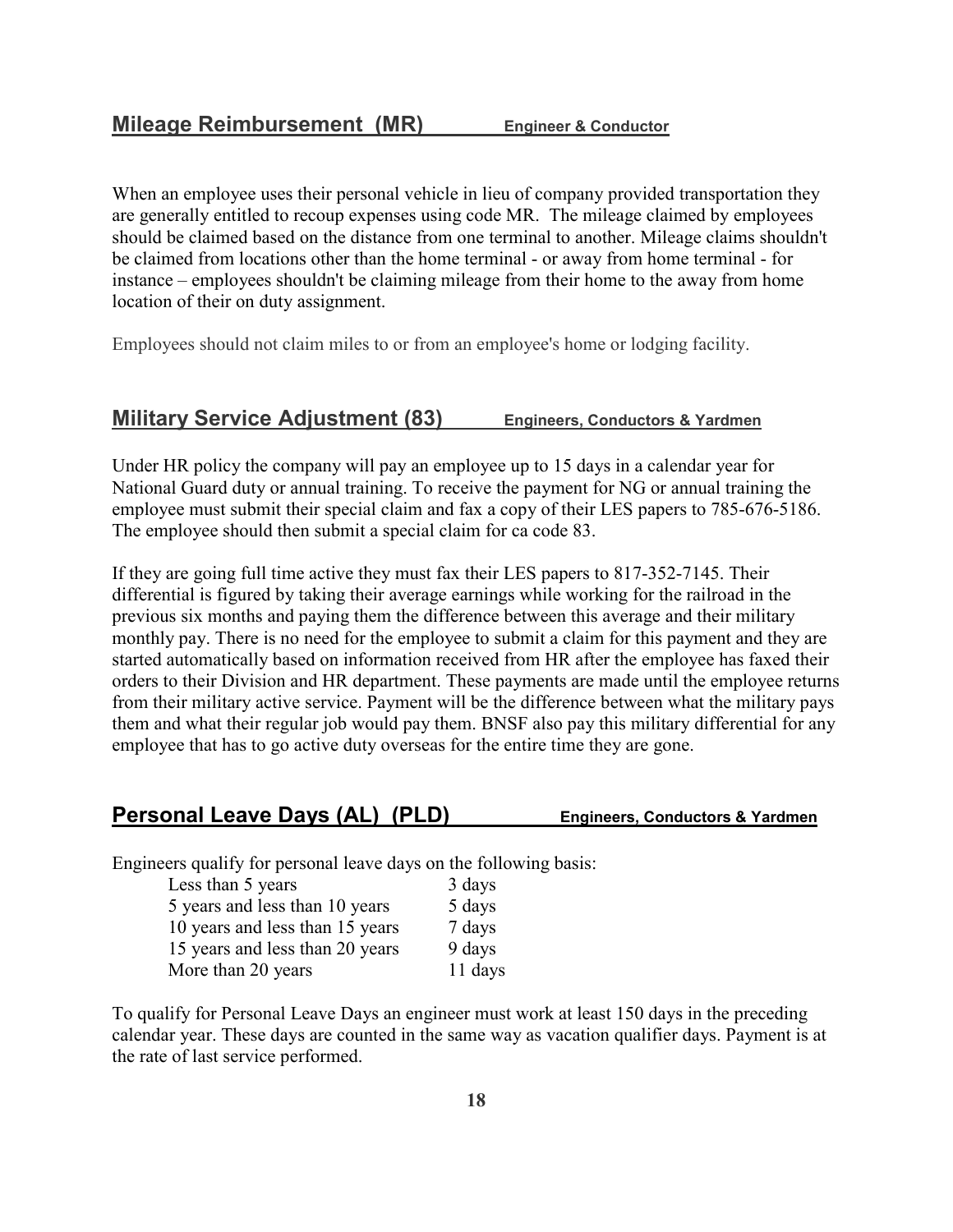## Mileage Reimbursement (MR) Engineer & Conductor

When an employee uses their personal vehicle in lieu of company provided transportation they are generally entitled to recoup expenses using code MR. The mileage claimed by employees should be claimed based on the distance from one terminal to another. Mileage claims shouldn't be claimed from locations other than the home terminal - or away from home terminal - for instance – employees shouldn't be claiming mileage from their home to the away from home location of their on duty assignment.

Employees should not claim miles to or from an employee's home or lodging facility.

## Military Service Adjustment (83) Engineers, Conductors & Yardmen

Under HR policy the company will pay an employee up to 15 days in a calendar year for National Guard duty or annual training. To receive the payment for NG or annual training the employee must submit their special claim and fax a copy of their LES papers to 785-676-5186. The employee should then submit a special claim for ca code 83.

If they are going full time active they must fax their LES papers to 817-352-7145. Their differential is figured by taking their average earnings while working for the railroad in the previous six months and paying them the difference between this average and their military monthly pay. There is no need for the employee to submit a claim for this payment and they are started automatically based on information received from HR after the employee has faxed their orders to their Division and HR department. These payments are made until the employee returns from their military active service. Payment will be the difference between what the military pays them and what their regular job would pay them. BNSF also pay this military differential for any employee that has to go active duty overseas for the entire time they are gone.

## Personal Leave Days (AL) (PLD) Engineers, Conductors & Yardmen

Engineers qualify for personal leave days on the following basis:

| | |
|---|---|
| Less than 5 years | 3 days |
| 5 years and less than 10 years | 5 days |
| 10 years and less than 15 years | 7 days |
| 15 years and less than 20 years | 9 days |
| More than 20 years | 11 days |

To qualify for Personal Leave Days an engineer must work at least 150 days in the preceding calendar year. These days are counted in the same way as vacation qualifier days. Payment is at the rate of last service performed.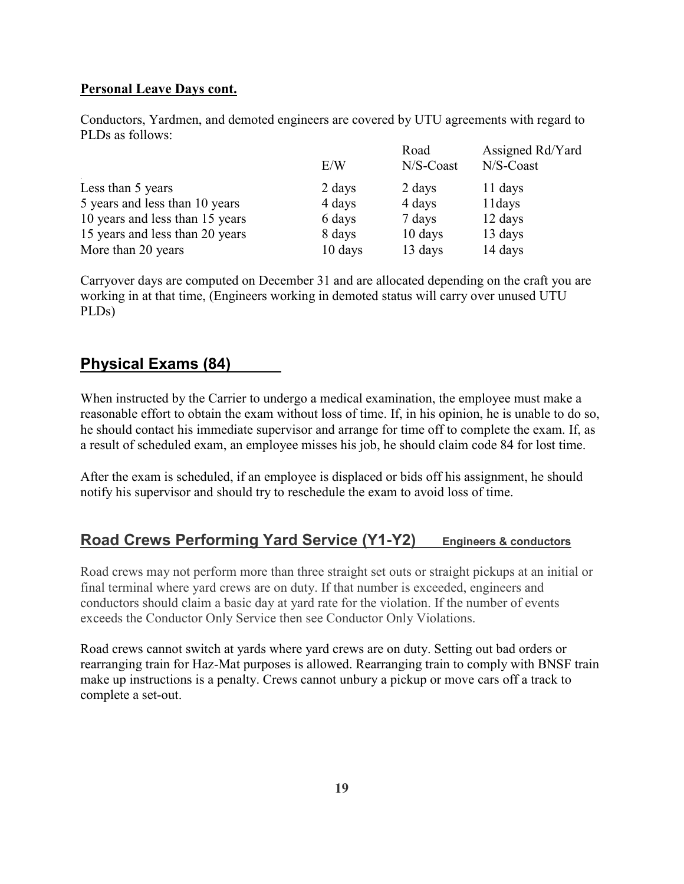**Personal Leave Days cont.**

Conductors, Yardmen, and demoted engineers are covered by UTU agreements with regard to PLDs as follows:

| | E/W | Road N/S-Coast | Assigned Rd/Yard N/S-Coast |
|---|---|---|---|
| Less than 5 years | 2 days | 2 days | 11 days |
| 5 years and less than 10 years | 4 days | 4 days | 11days |
| 10 years and less than 15 years | 6 days | 7 days | 12 days |
| 15 years and less than 20 years | 8 days | 10 days | 13 days |
| More than 20 years | 10 days | 13 days | 14 days |

Carryover days are computed on December 31 and are allocated depending on the craft you are working in at that time, (Engineers working in demoted status will carry over unused UTU PLDs)

## Physical Exams (84)

When instructed by the Carrier to undergo a medical examination, the employee must make a reasonable effort to obtain the exam without loss of time. If, in his opinion, he is unable to do so, he should contact his immediate supervisor and arrange for time off to complete the exam. If, as a result of scheduled exam, an employee misses his job, he should claim code 84 for lost time.

After the exam is scheduled, if an employee is displaced or bids off his assignment, he should notify his supervisor and should try to reschedule the exam to avoid loss of time.

## Road Crews Performing Yard Service (Y1-Y2) Engineers & conductors

Road crews may not perform more than three straight set outs or straight pickups at an initial or final terminal where yard crews are on duty. If that number is exceeded, engineers and conductors should claim a basic day at yard rate for the violation. If the number of events exceeds the Conductor Only Service then see Conductor Only Violations.

Road crews cannot switch at yards where yard crews are on duty. Setting out bad orders or rearranging train for Haz-Mat purposes is allowed. Rearranging train to comply with BNSF train make up instructions is a penalty. Crews cannot unbury a pickup or move cars off a track to complete a set-out.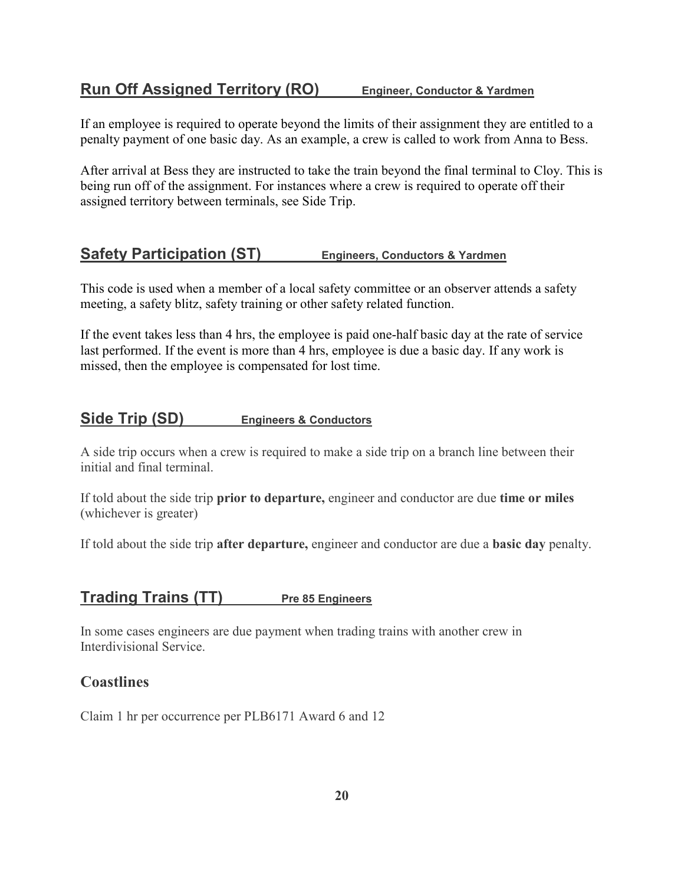## Run Off Assigned Territory (RO) — Engineer, Conductor & Yardmen

If an employee is required to operate beyond the limits of their assignment they are entitled to a penalty payment of one basic day. As an example, a crew is called to work from Anna to Bess.

After arrival at Bess they are instructed to take the train beyond the final terminal to Cloy. This is being run off of the assignment. For instances where a crew is required to operate off their assigned territory between terminals, see Side Trip.

## Safety Participation (ST) — Engineers, Conductors & Yardmen

This code is used when a member of a local safety committee or an observer attends a safety meeting, a safety blitz, safety training or other safety related function.

If the event takes less than 4 hrs, the employee is paid one-half basic day at the rate of service last performed. If the event is more than 4 hrs, employee is due a basic day. If any work is missed, then the employee is compensated for lost time.

## Side Trip (SD) — Engineers & Conductors

A side trip occurs when a crew is required to make a side trip on a branch line between their initial and final terminal.

If told about the side trip **prior to departure,** engineer and conductor are due **time or miles** (whichever is greater)

If told about the side trip **after departure,** engineer and conductor are due a **basic day** penalty.

## Trading Trains (TT) — Pre 85 Engineers

In some cases engineers are due payment when trading trains with another crew in Interdivisional Service.

### Coastlines

Claim 1 hr per occurrence per PLB6171 Award 6 and 12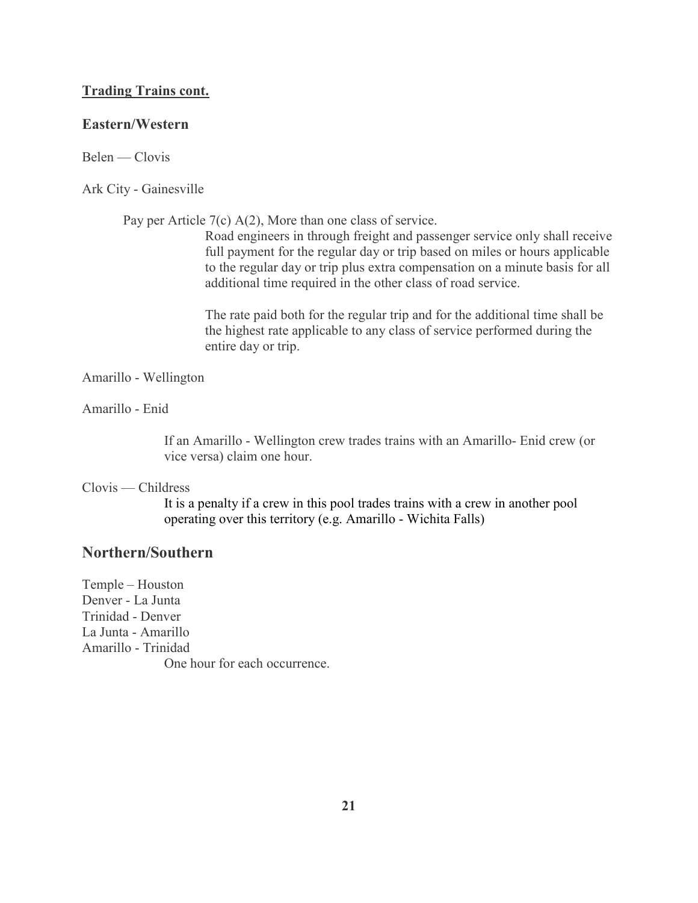**Trading Trains cont.**

### Eastern/Western

Belen — Clovis

Ark City - Gainesville

Pay per Article 7(c) A(2), More than one class of service.

Road engineers in through freight and passenger service only shall receive full payment for the regular day or trip based on miles or hours applicable to the regular day or trip plus extra compensation on a minute basis for all additional time required in the other class of road service.

The rate paid both for the regular trip and for the additional time shall be the highest rate applicable to any class of service performed during the entire day or trip.

Amarillo - Wellington

Amarillo - Enid

If an Amarillo - Wellington crew trades trains with an Amarillo- Enid crew (or vice versa) claim one hour.

Clovis — Childress

It is a penalty if a crew in this pool trades trains with a crew in another pool operating over this territory (e.g. Amarillo - Wichita Falls)

## Northern/Southern

Temple – Houston
Denver - La Junta
Trinidad - Denver
La Junta - Amarillo
Amarillo - Trinidad

One hour for each occurrence.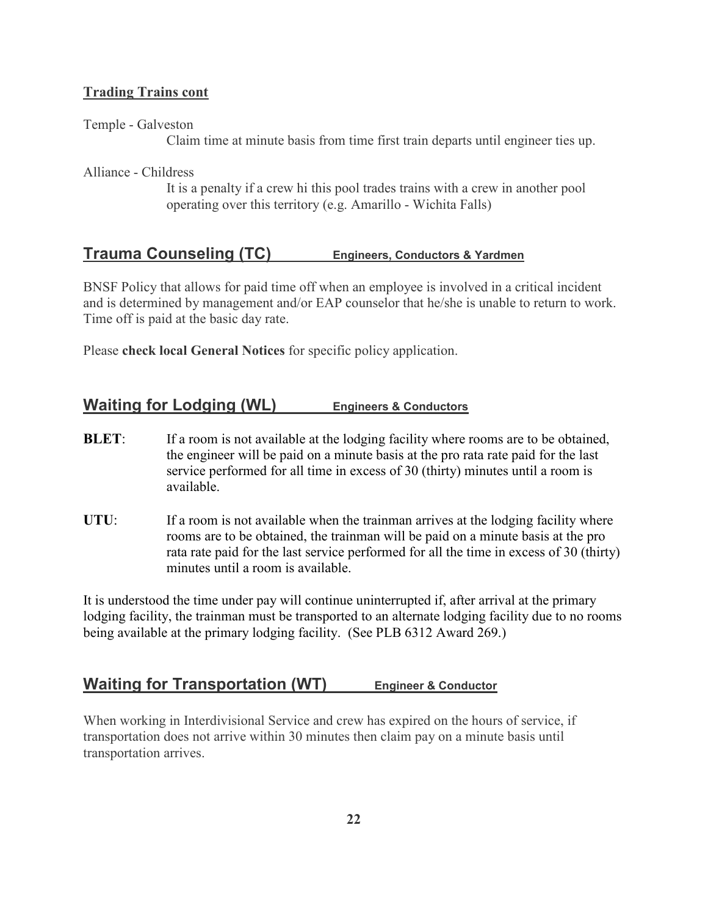**Trading Trains cont**

Temple - Galveston

Claim time at minute basis from time first train departs until engineer ties up.

Alliance - Childress

It is a penalty if a crew hi this pool trades trains with a crew in another pool operating over this territory (e.g. Amarillo - Wichita Falls)

## Trauma Counseling (TC) Engineers, Conductors & Yardmen

BNSF Policy that allows for paid time off when an employee is involved in a critical incident and is determined by management and/or EAP counselor that he/she is unable to return to work. Time off is paid at the basic day rate.

Please **check local General Notices** for specific policy application.

## Waiting for Lodging (WL) Engineers & Conductors

**BLET**: If a room is not available at the lodging facility where rooms are to be obtained, the engineer will be paid on a minute basis at the pro rata rate paid for the last service performed for all time in excess of 30 (thirty) minutes until a room is available.

**UTU**: If a room is not available when the trainman arrives at the lodging facility where rooms are to be obtained, the trainman will be paid on a minute basis at the pro rata rate paid for the last service performed for all the time in excess of 30 (thirty) minutes until a room is available.

It is understood the time under pay will continue uninterrupted if, after arrival at the primary lodging facility, the trainman must be transported to an alternate lodging facility due to no rooms being available at the primary lodging facility. (See PLB 6312 Award 269.)

## Waiting for Transportation (WT) Engineer & Conductor

When working in Interdivisional Service and crew has expired on the hours of service, if transportation does not arrive within 30 minutes then claim pay on a minute basis until transportation arrives.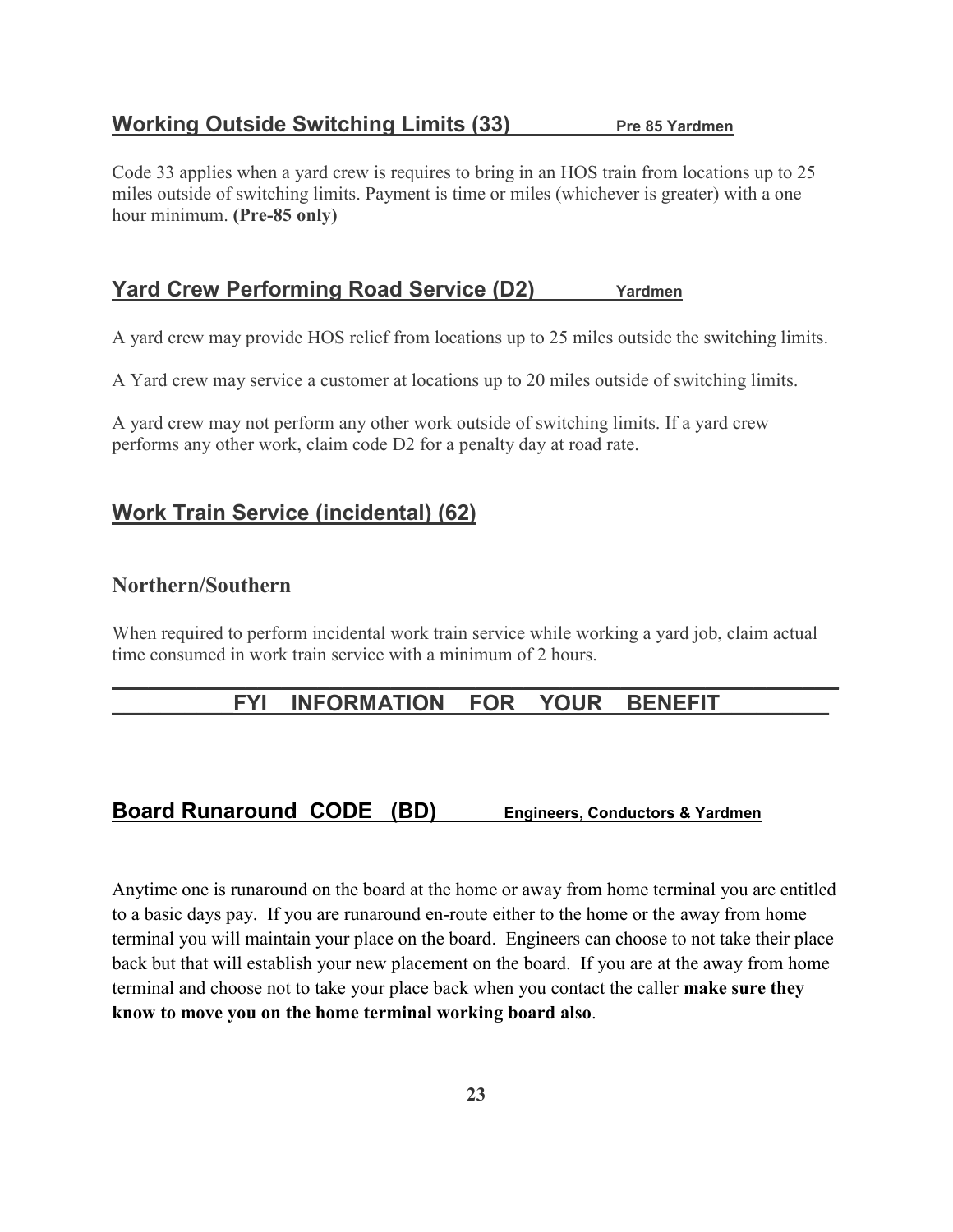## Working Outside Switching Limits (33) Pre 85 Yardmen

Code 33 applies when a yard crew is requires to bring in an HOS train from locations up to 25 miles outside of switching limits. Payment is time or miles (whichever is greater) with a one hour minimum. **(Pre-85 only)**

## Yard Crew Performing Road Service (D2) Yardmen

A yard crew may provide HOS relief from locations up to 25 miles outside the switching limits.

A Yard crew may service a customer at locations up to 20 miles outside of switching limits.

A yard crew may not perform any other work outside of switching limits. If a yard crew performs any other work, claim code D2 for a penalty day at road rate.

## Work Train Service (incidental) (62)

### Northern/Southern

When required to perform incidental work train service while working a yard job, claim actual time consumed in work train service with a minimum of 2 hours.

## FYI INFORMATION FOR YOUR BENEFIT

## Board Runaround CODE (BD) Engineers, Conductors & Yardmen

Anytime one is runaround on the board at the home or away from home terminal you are entitled to a basic days pay. If you are runaround en-route either to the home or the away from home terminal you will maintain your place on the board. Engineers can choose to not take their place back but that will establish your new placement on the board. If you are at the away from home terminal and choose not to take your place back when you contact the caller **make sure they know to move you on the home terminal working board also**.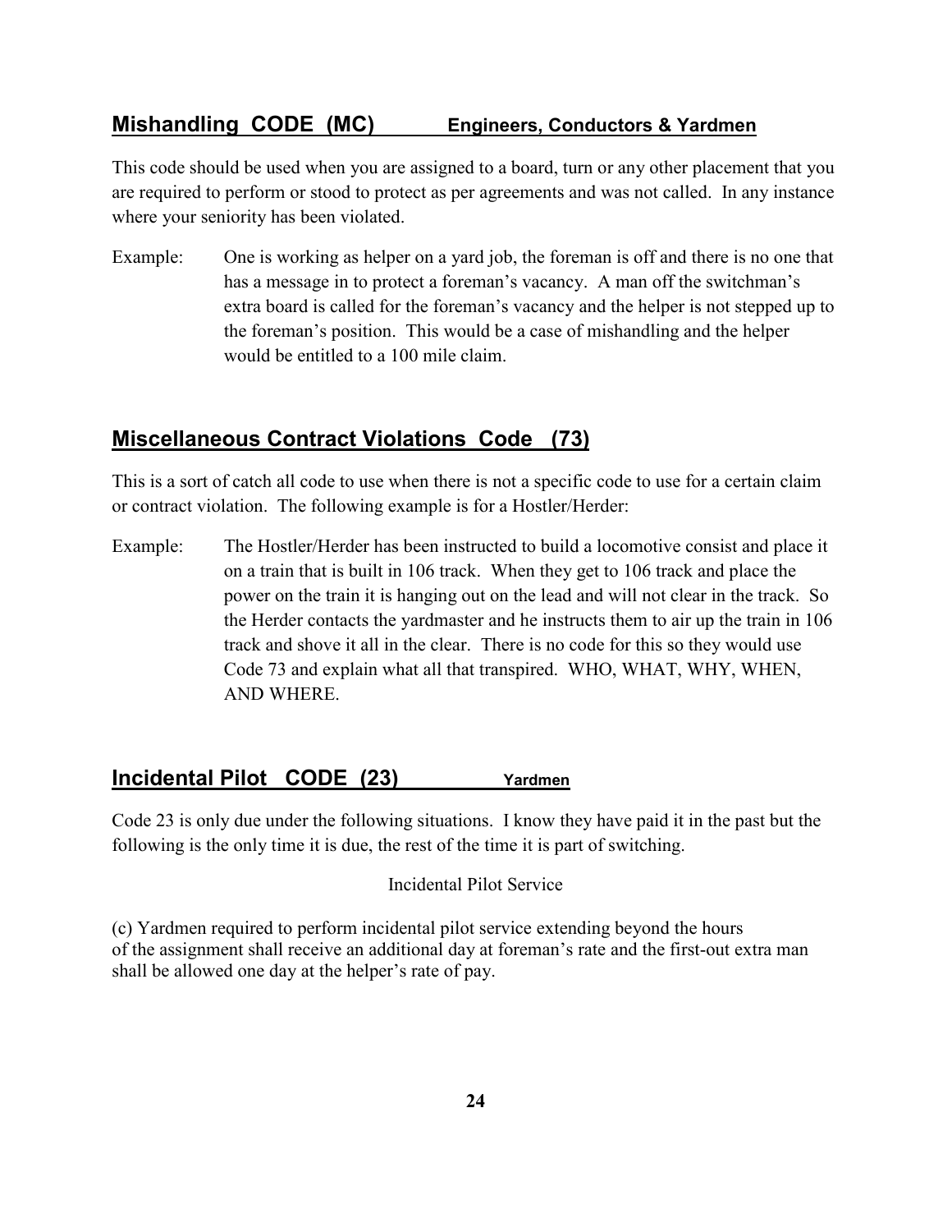## Mishandling CODE (MC) Engineers, Conductors & Yardmen

This code should be used when you are assigned to a board, turn or any other placement that you are required to perform or stood to protect as per agreements and was not called. In any instance where your seniority has been violated.

Example: One is working as helper on a yard job, the foreman is off and there is no one that has a message in to protect a foreman's vacancy. A man off the switchman's extra board is called for the foreman's vacancy and the helper is not stepped up to the foreman's position. This would be a case of mishandling and the helper would be entitled to a 100 mile claim.

## Miscellaneous Contract Violations Code (73)

This is a sort of catch all code to use when there is not a specific code to use for a certain claim or contract violation. The following example is for a Hostler/Herder:

Example: The Hostler/Herder has been instructed to build a locomotive consist and place it on a train that is built in 106 track. When they get to 106 track and place the power on the train it is hanging out on the lead and will not clear in the track. So the Herder contacts the yardmaster and he instructs them to air up the train in 106 track and shove it all in the clear. There is no code for this so they would use Code 73 and explain what all that transpired. WHO, WHAT, WHY, WHEN, AND WHERE.

## Incidental Pilot CODE (23) Yardmen

Code 23 is only due under the following situations. I know they have paid it in the past but the following is the only time it is due, the rest of the time it is part of switching.

Incidental Pilot Service

(c) Yardmen required to perform incidental pilot service extending beyond the hours of the assignment shall receive an additional day at foreman's rate and the first-out extra man shall be allowed one day at the helper's rate of pay.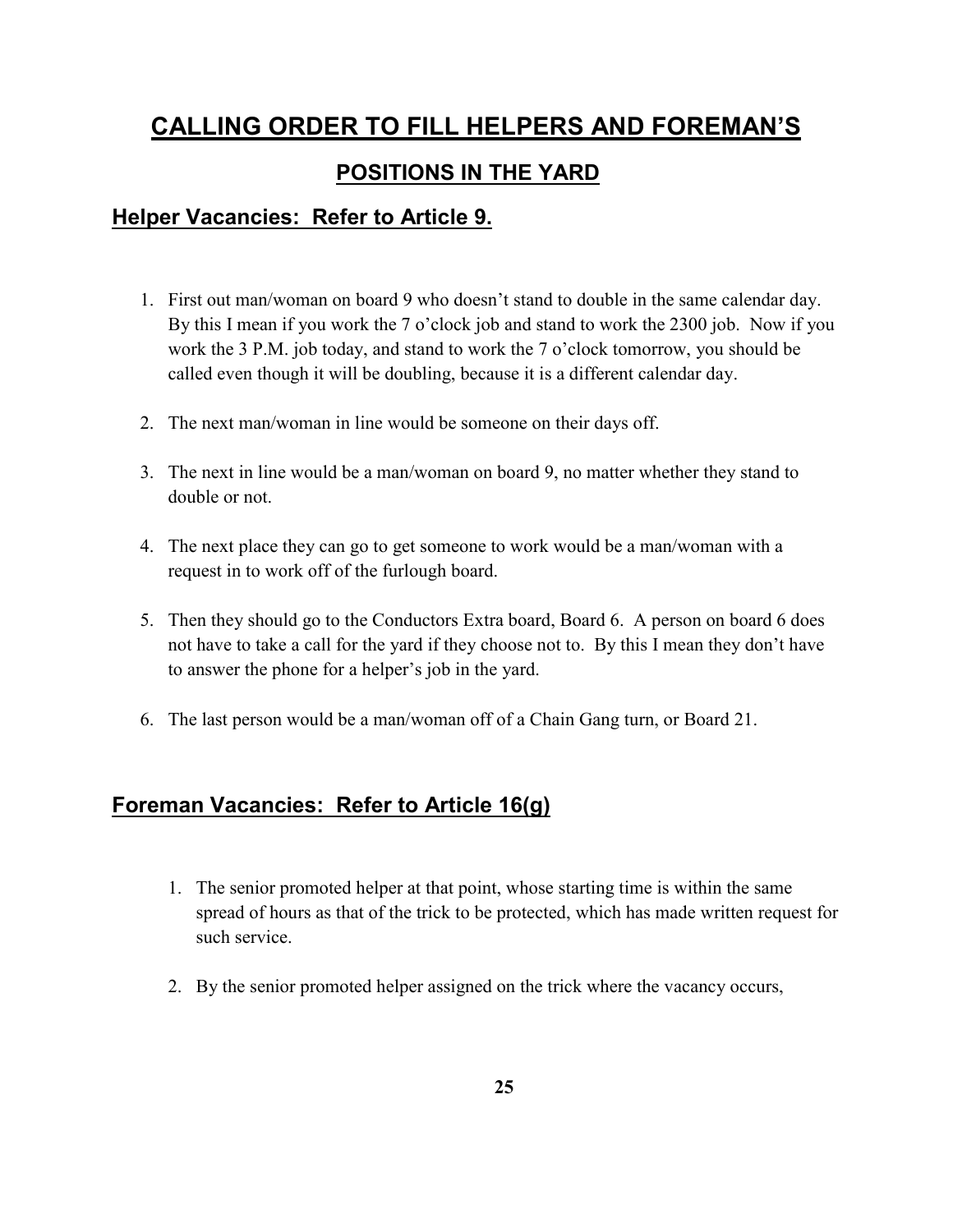# CALLING ORDER TO FILL HELPERS AND FOREMAN'S

## POSITIONS IN THE YARD

### Helper Vacancies: Refer to Article 9.

1. First out man/woman on board 9 who doesn't stand to double in the same calendar day. By this I mean if you work the 7 o'clock job and stand to work the 2300 job. Now if you work the 3 P.M. job today, and stand to work the 7 o'clock tomorrow, you should be called even though it will be doubling, because it is a different calendar day.

2. The next man/woman in line would be someone on their days off.

3. The next in line would be a man/woman on board 9, no matter whether they stand to double or not.

4. The next place they can go to get someone to work would be a man/woman with a request in to work off of the furlough board.

5. Then they should go to the Conductors Extra board, Board 6. A person on board 6 does not have to take a call for the yard if they choose not to. By this I mean they don't have to answer the phone for a helper's job in the yard.

6. The last person would be a man/woman off of a Chain Gang turn, or Board 21.

### Foreman Vacancies: Refer to Article 16(g)

1. The senior promoted helper at that point, whose starting time is within the same spread of hours as that of the trick to be protected, which has made written request for such service.

2. By the senior promoted helper assigned on the trick where the vacancy occurs,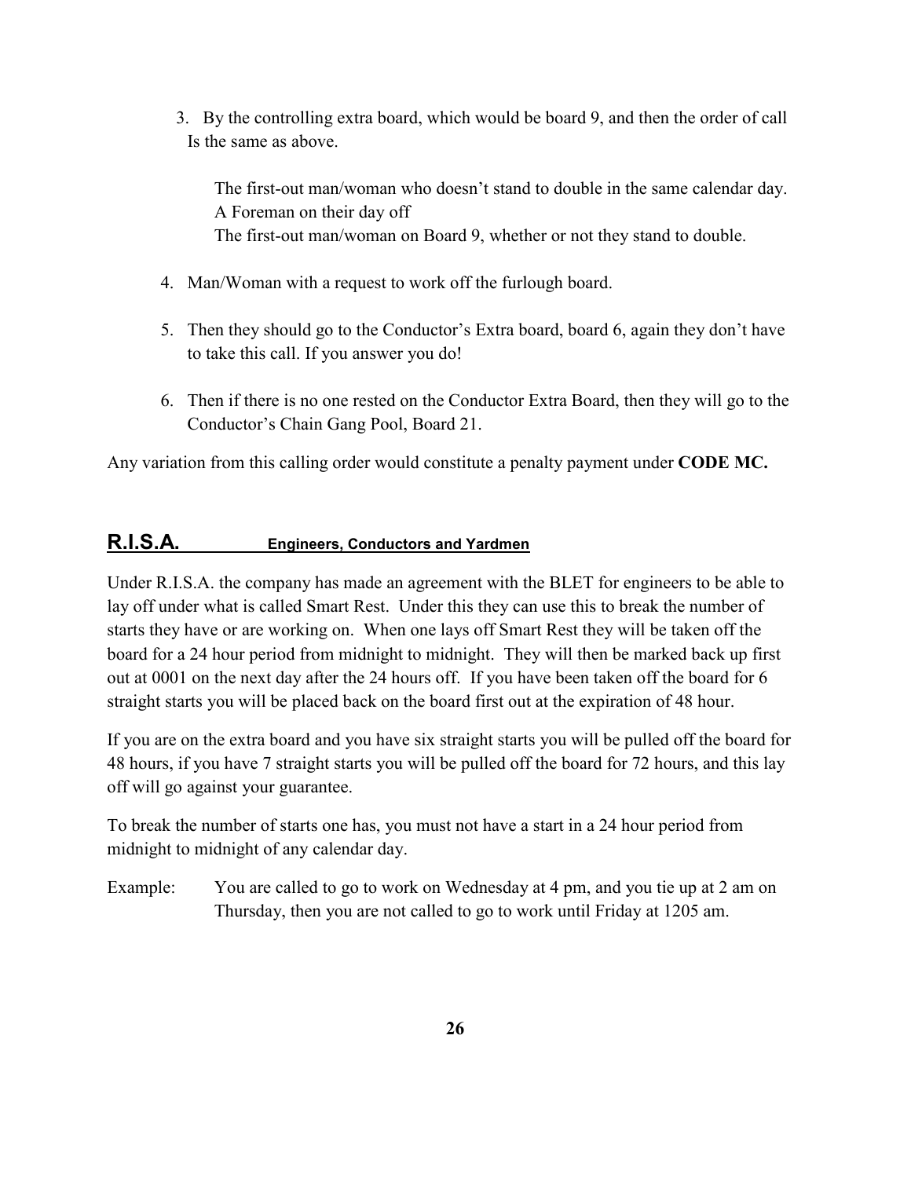3. By the controlling extra board, which would be board 9, and then the order of call Is the same as above.

   The first-out man/woman who doesn't stand to double in the same calendar day.
   A Foreman on their day off
   The first-out man/woman on Board 9, whether or not they stand to double.

4. Man/Woman with a request to work off the furlough board.

5. Then they should go to the Conductor's Extra board, board 6, again they don't have to take this call. If you answer you do!

6. Then if there is no one rested on the Conductor Extra Board, then they will go to the Conductor's Chain Gang Pool, Board 21.

Any variation from this calling order would constitute a penalty payment under **CODE MC.**

## R.I.S.A. Engineers, Conductors and Yardmen

Under R.I.S.A. the company has made an agreement with the BLET for engineers to be able to lay off under what is called Smart Rest. Under this they can use this to break the number of starts they have or are working on. When one lays off Smart Rest they will be taken off the board for a 24 hour period from midnight to midnight. They will then be marked back up first out at 0001 on the next day after the 24 hours off. If you have been taken off the board for 6 straight starts you will be placed back on the board first out at the expiration of 48 hour.

If you are on the extra board and you have six straight starts you will be pulled off the board for 48 hours, if you have 7 straight starts you will be pulled off the board for 72 hours, and this lay off will go against your guarantee.

To break the number of starts one has, you must not have a start in a 24 hour period from midnight to midnight of any calendar day.

Example: You are called to go to work on Wednesday at 4 pm, and you tie up at 2 am on Thursday, then you are not called to go to work until Friday at 1205 am.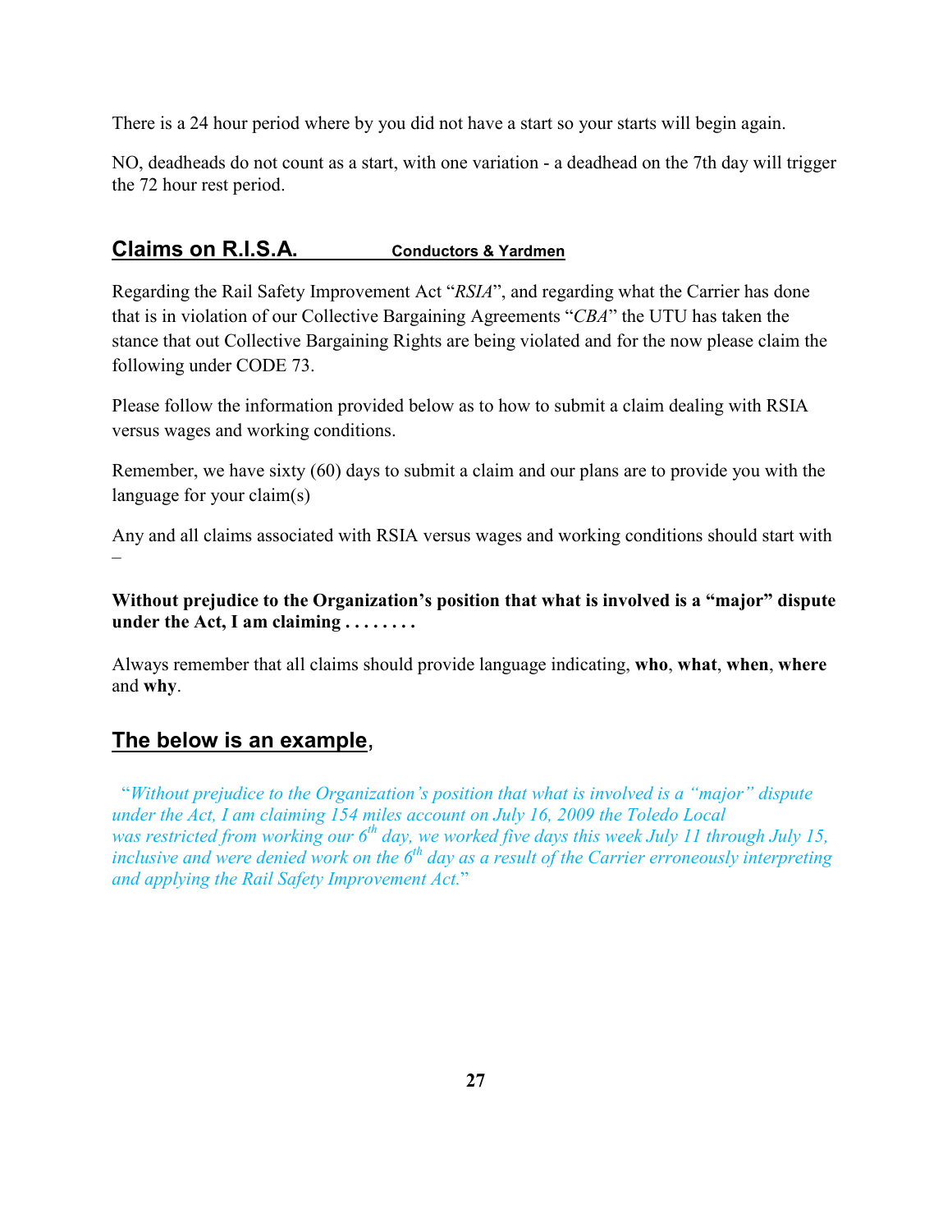There is a 24 hour period where by you did not have a start so your starts will begin again.

NO, deadheads do not count as a start, with one variation - a deadhead on the 7th day will trigger the 72 hour rest period.

## Claims on R.I.S.A. Conductors & Yardmen

Regarding the Rail Safety Improvement Act "*RSIA*", and regarding what the Carrier has done that is in violation of our Collective Bargaining Agreements "*CBA*" the UTU has taken the stance that out Collective Bargaining Rights are being violated and for the now please claim the following under CODE 73.

Please follow the information provided below as to how to submit a claim dealing with RSIA versus wages and working conditions.

Remember, we have sixty (60) days to submit a claim and our plans are to provide you with the language for your claim(s)

Any and all claims associated with RSIA versus wages and working conditions should start with –

**Without prejudice to the Organization's position that what is involved is a "major" dispute under the Act, I am claiming . . . . . . . .**

Always remember that all claims should provide language indicating, **who**, **what**, **when**, **where** and **why**.

## The below is an example,

"*Without prejudice to the Organization's position that what is involved is a "major" dispute under the Act, I am claiming 154 miles account on July 16, 2009 the Toledo Local was restricted from working our 6th day, we worked five days this week July 11 through July 15, inclusive and were denied work on the 6th day as a result of the Carrier erroneously interpreting and applying the Rail Safety Improvement Act.*"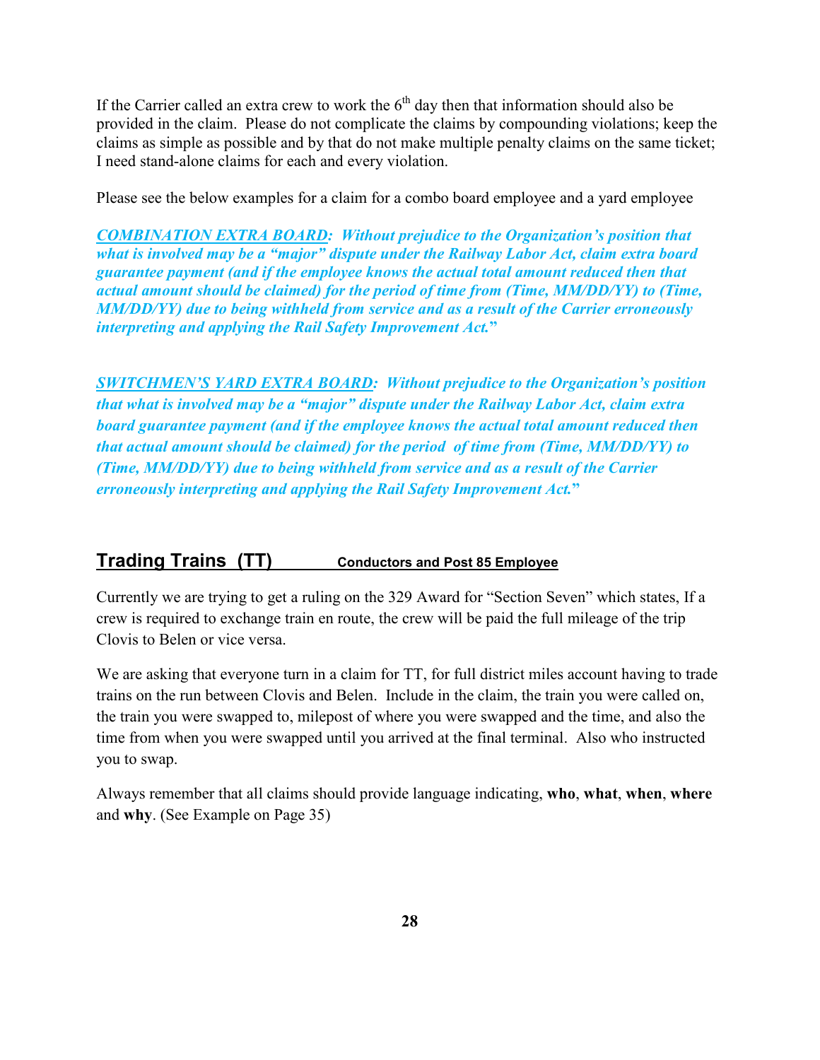If the Carrier called an extra crew to work the 6th day then that information should also be provided in the claim. Please do not complicate the claims by compounding violations; keep the claims as simple as possible and by that do not make multiple penalty claims on the same ticket; I need stand-alone claims for each and every violation.

Please see the below examples for a claim for a combo board employee and a yard employee

***COMBINATION EXTRA BOARD*****:** ***Without prejudice to the Organization's position that what is involved may be a "major" dispute under the Railway Labor Act, claim extra board guarantee payment (and if the employee knows the actual total amount reduced then that actual amount should be claimed) for the period of time from (Time, MM/DD/YY) to (Time, MM/DD/YY) due to being withheld from service and as a result of the Carrier erroneously interpreting and applying the Rail Safety Improvement Act."***

***SWITCHMEN'S YARD EXTRA BOARD*****:** ***Without prejudice to the Organization's position that what is involved may be a "major" dispute under the Railway Labor Act, claim extra board guarantee payment (and if the employee knows the actual total amount reduced then that actual amount should be claimed) for the period of time from (Time, MM/DD/YY) to (Time, MM/DD/YY) due to being withheld from service and as a result of the Carrier erroneously interpreting and applying the Rail Safety Improvement Act."***

## Trading Trains (TT) — Conductors and Post 85 Employee

Currently we are trying to get a ruling on the 329 Award for "Section Seven" which states, If a crew is required to exchange train en route, the crew will be paid the full mileage of the trip Clovis to Belen or vice versa.

We are asking that everyone turn in a claim for TT, for full district miles account having to trade trains on the run between Clovis and Belen. Include in the claim, the train you were called on, the train you were swapped to, milepost of where you were swapped and the time, and also the time from when you were swapped until you arrived at the final terminal. Also who instructed you to swap.

Always remember that all claims should provide language indicating, **who**, **what**, **when**, **where** and **why**. (See Example on Page 35)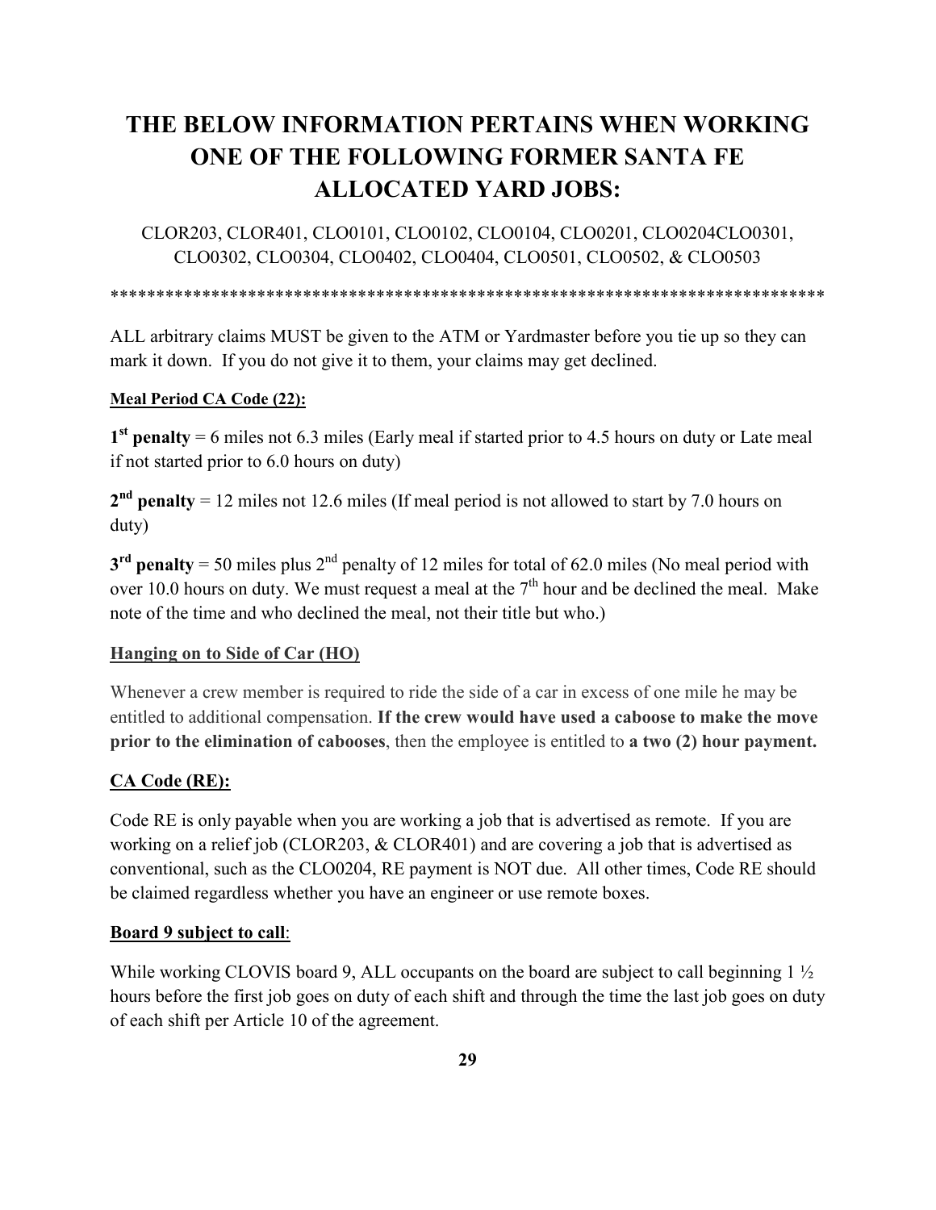# THE BELOW INFORMATION PERTAINS WHEN WORKING ONE OF THE FOLLOWING FORMER SANTA FE ALLOCATED YARD JOBS:

CLOR203, CLOR401, CLO0101, CLO0102, CLO0104, CLO0201, CLO0204CLO0301, CLO0302, CLO0304, CLO0402, CLO0404, CLO0501, CLO0502, & CLO0503

*******************************************************************************

ALL arbitrary claims MUST be given to the ATM or Yardmaster before you tie up so they can mark it down. If you do not give it to them, your claims may get declined.

**Meal Period CA Code (22):**

**1st penalty** = 6 miles not 6.3 miles (Early meal if started prior to 4.5 hours on duty or Late meal if not started prior to 6.0 hours on duty)

**2nd penalty** = 12 miles not 12.6 miles (If meal period is not allowed to start by 7.0 hours on duty)

**3rd penalty** = 50 miles plus 2nd penalty of 12 miles for total of 62.0 miles (No meal period with over 10.0 hours on duty. We must request a meal at the 7th hour and be declined the meal. Make note of the time and who declined the meal, not their title but who.)

**Hanging on to Side of Car (HO)**

Whenever a crew member is required to ride the side of a car in excess of one mile he may be entitled to additional compensation. **If the crew would have used a caboose to make the move prior to the elimination of cabooses**, then the employee is entitled to **a two (2) hour payment.**

**CA Code (RE):**

Code RE is only payable when you are working a job that is advertised as remote. If you are working on a relief job (CLOR203, & CLOR401) and are covering a job that is advertised as conventional, such as the CLO0204, RE payment is NOT due. All other times, Code RE should be claimed regardless whether you have an engineer or use remote boxes.

**Board 9 subject to call**:

While working CLOVIS board 9, ALL occupants on the board are subject to call beginning 1 ½ hours before the first job goes on duty of each shift and through the time the last job goes on duty of each shift per Article 10 of the agreement.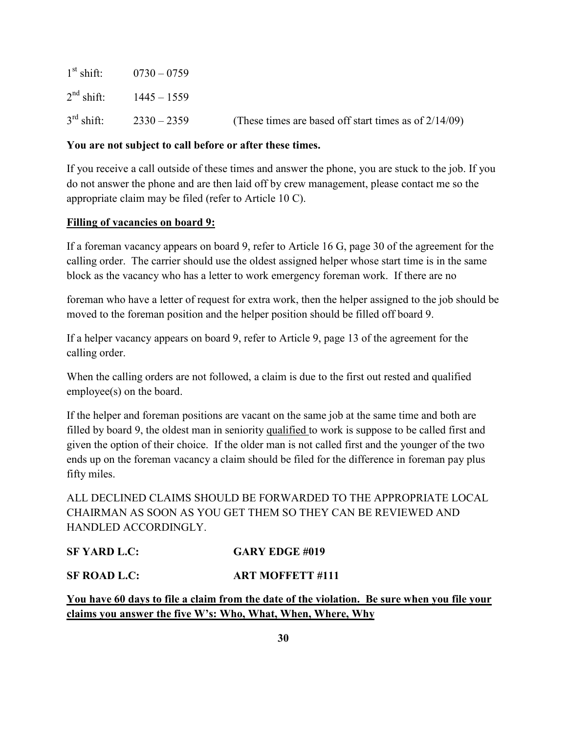| | | |
|---|---|---|
| 1st shift: | 0730 – 0759 | |
| 2nd shift: | 1445 – 1559 | |
| 3rd shift: | 2330 – 2359 | (These times are based off start times as of 2/14/09) |

**You are not subject to call before or after these times.**

If you receive a call outside of these times and answer the phone, you are stuck to the job. If you do not answer the phone and are then laid off by crew management, please contact me so the appropriate claim may be filed (refer to Article 10 C).

**Filling of vacancies on board 9:**

If a foreman vacancy appears on board 9, refer to Article 16 G, page 30 of the agreement for the calling order. The carrier should use the oldest assigned helper whose start time is in the same block as the vacancy who has a letter to work emergency foreman work. If there are no foreman who have a letter of request for extra work, then the helper assigned to the job should be moved to the foreman position and the helper position should be filled off board 9.

If a helper vacancy appears on board 9, refer to Article 9, page 13 of the agreement for the calling order.

When the calling orders are not followed, a claim is due to the first out rested and qualified employee(s) on the board.

If the helper and foreman positions are vacant on the same job at the same time and both are filled by board 9, the oldest man in seniority qualified to work is suppose to be called first and given the option of their choice. If the older man is not called first and the younger of the two ends up on the foreman vacancy a claim should be filed for the difference in foreman pay plus fifty miles.

ALL DECLINED CLAIMS SHOULD BE FORWARDED TO THE APPROPRIATE LOCAL CHAIRMAN AS SOON AS YOU GET THEM SO THEY CAN BE REVIEWED AND HANDLED ACCORDINGLY.

**SF YARD L.C:** **GARY EDGE #019**

**SF ROAD L.C:** **ART MOFFETT #111**

**You have 60 days to file a claim from the date of the violation. Be sure when you file your claims you answer the five W's: Who, What, When, Where, Why**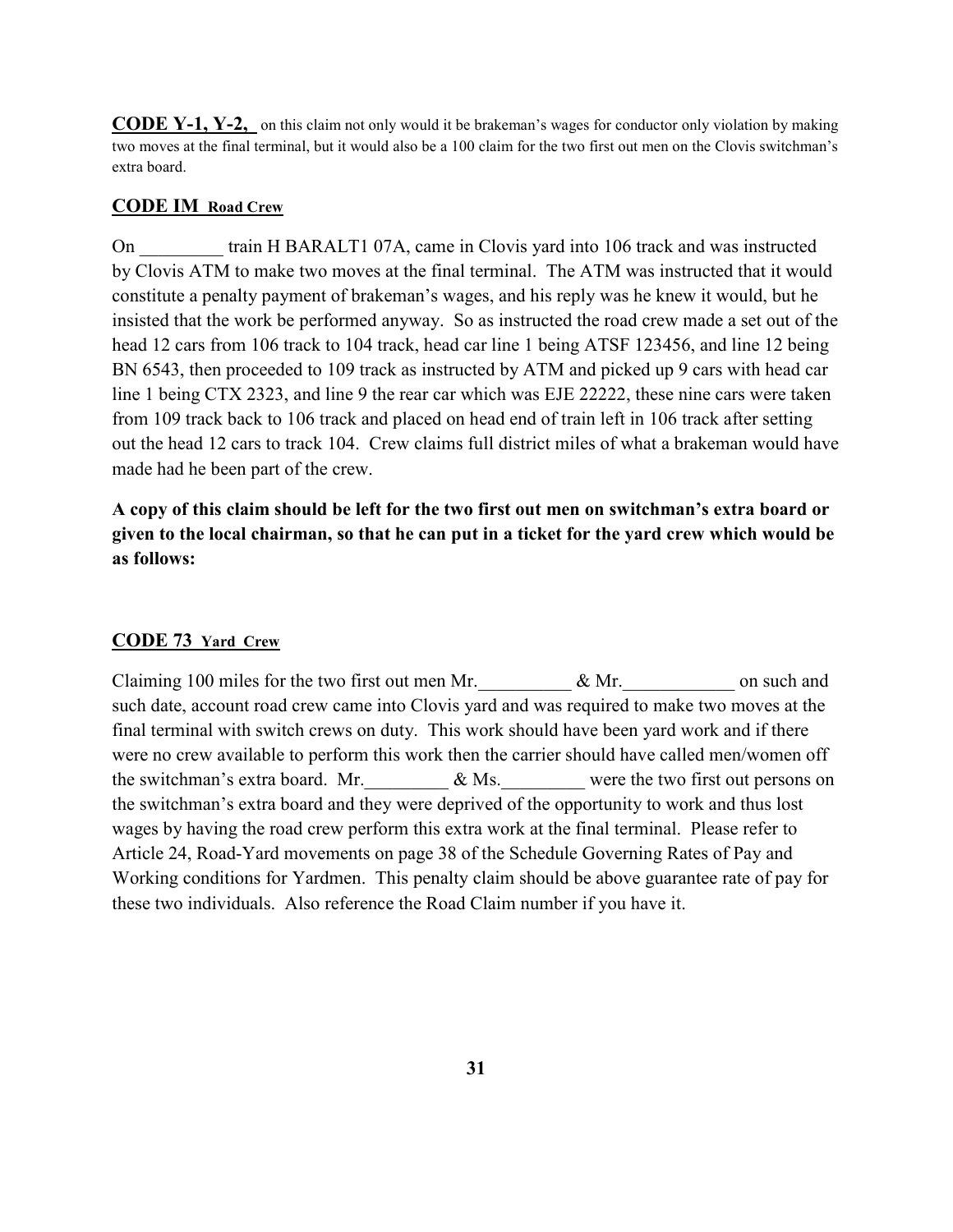**CODE Y-1, Y-2,** on this claim not only would it be brakeman's wages for conductor only violation by making two moves at the final terminal, but it would also be a 100 claim for the two first out men on the Clovis switchman's extra board.

**CODE IM Road Crew**

On _________ train H BARALT1 07A, came in Clovis yard into 106 track and was instructed by Clovis ATM to make two moves at the final terminal. The ATM was instructed that it would constitute a penalty payment of brakeman's wages, and his reply was he knew it would, but he insisted that the work be performed anyway. So as instructed the road crew made a set out of the head 12 cars from 106 track to 104 track, head car line 1 being ATSF 123456, and line 12 being BN 6543, then proceeded to 109 track as instructed by ATM and picked up 9 cars with head car line 1 being CTX 2323, and line 9 the rear car which was EJE 22222, these nine cars were taken from 109 track back to 106 track and placed on head end of train left in 106 track after setting out the head 12 cars to track 104. Crew claims full district miles of what a brakeman would have made had he been part of the crew.

**A copy of this claim should be left for the two first out men on switchman's extra board or given to the local chairman, so that he can put in a ticket for the yard crew which would be as follows:**

**CODE 73 Yard Crew**

Claiming 100 miles for the two first out men Mr.__________ & Mr.____________ on such and such date, account road crew came into Clovis yard and was required to make two moves at the final terminal with switch crews on duty. This work should have been yard work and if there were no crew available to perform this work then the carrier should have called men/women off the switchman's extra board. Mr._________ & Ms._________ were the two first out persons on the switchman's extra board and they were deprived of the opportunity to work and thus lost wages by having the road crew perform this extra work at the final terminal. Please refer to Article 24, Road-Yard movements on page 38 of the Schedule Governing Rates of Pay and Working conditions for Yardmen. This penalty claim should be above guarantee rate of pay for these two individuals. Also reference the Road Claim number if you have it.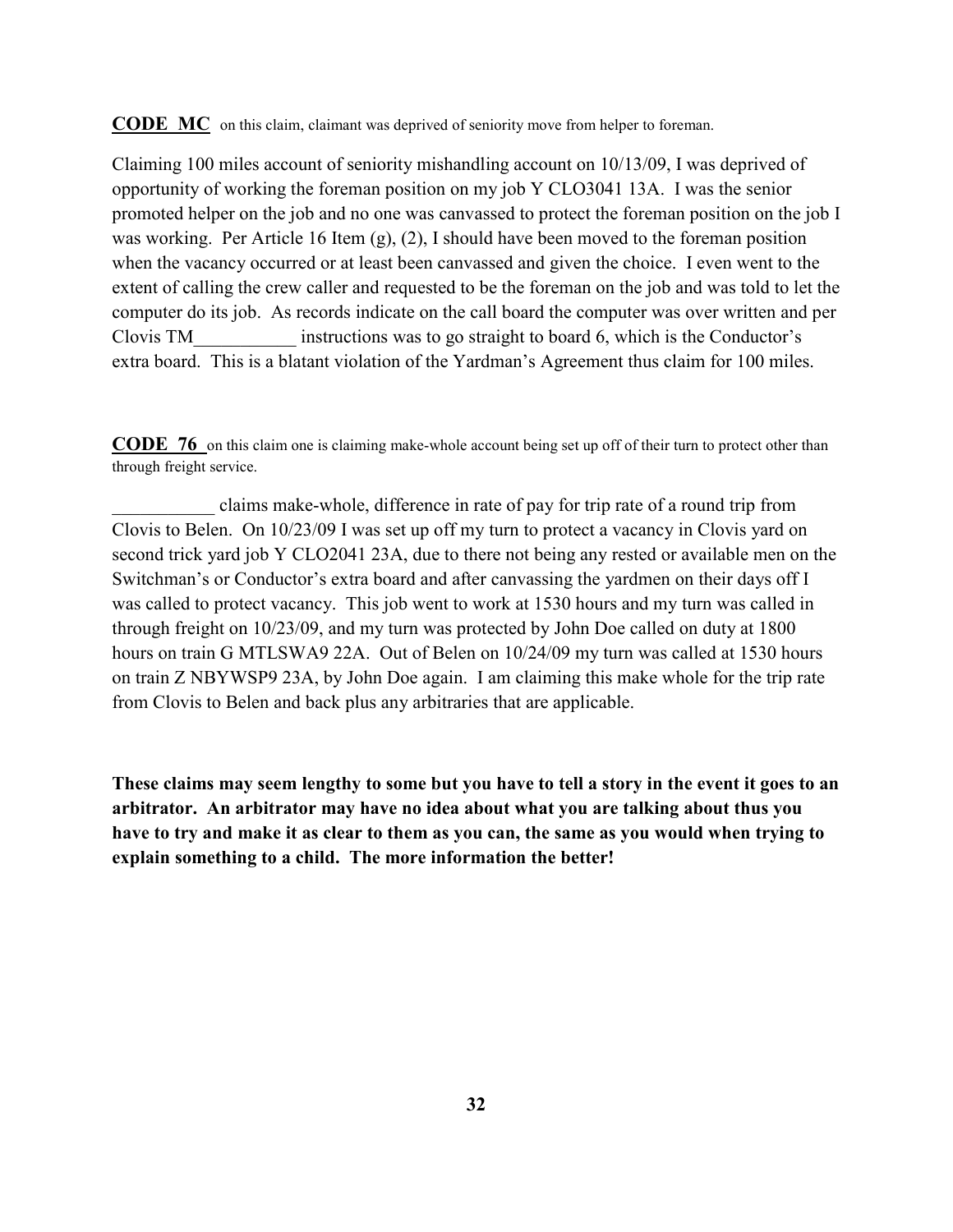**<u>CODE MC</u>** on this claim, claimant was deprived of seniority move from helper to foreman.

Claiming 100 miles account of seniority mishandling account on 10/13/09, I was deprived of opportunity of working the foreman position on my job Y CLO3041 13A. I was the senior promoted helper on the job and no one was canvassed to protect the foreman position on the job I was working. Per Article 16 Item (g), (2), I should have been moved to the foreman position when the vacancy occurred or at least been canvassed and given the choice. I even went to the extent of calling the crew caller and requested to be the foreman on the job and was told to let the computer do its job. As records indicate on the call board the computer was over written and per Clovis TM___________ instructions was to go straight to board 6, which is the Conductor's extra board. This is a blatant violation of the Yardman's Agreement thus claim for 100 miles.

**<u>CODE 76</u>** on this claim one is claiming make-whole account being set up off of their turn to protect other than through freight service.

___________ claims make-whole, difference in rate of pay for trip rate of a round trip from Clovis to Belen. On 10/23/09 I was set up off my turn to protect a vacancy in Clovis yard on second trick yard job Y CLO2041 23A, due to there not being any rested or available men on the Switchman's or Conductor's extra board and after canvassing the yardmen on their days off I was called to protect vacancy. This job went to work at 1530 hours and my turn was called in through freight on 10/23/09, and my turn was protected by John Doe called on duty at 1800 hours on train G MTLSWA9 22A. Out of Belen on 10/24/09 my turn was called at 1530 hours on train Z NBYWSP9 23A, by John Doe again. I am claiming this make whole for the trip rate from Clovis to Belen and back plus any arbitraries that are applicable.

**These claims may seem lengthy to some but you have to tell a story in the event it goes to an arbitrator. An arbitrator may have no idea about what you are talking about thus you have to try and make it as clear to them as you can, the same as you would when trying to explain something to a child. The more information the better!**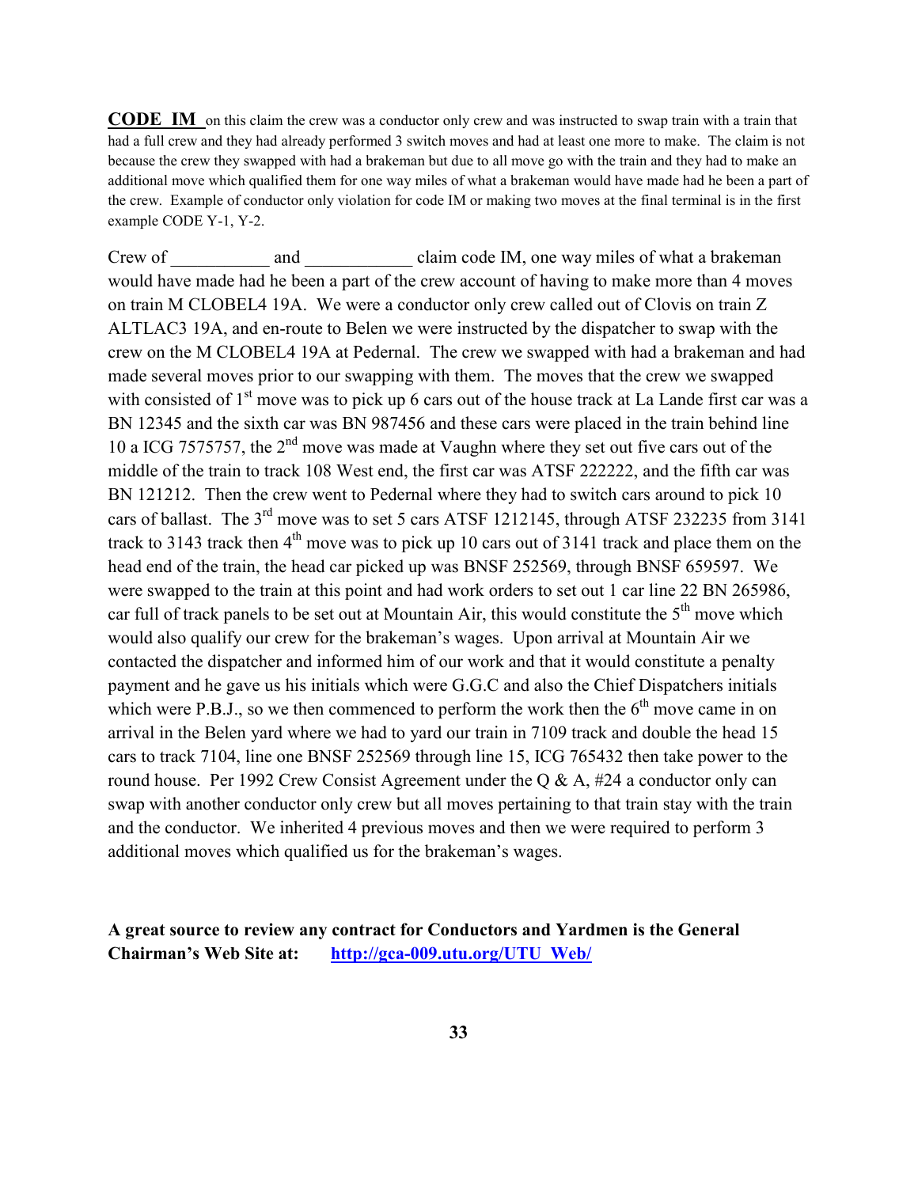**CODE IM** on this claim the crew was a conductor only crew and was instructed to swap train with a train that had a full crew and they had already performed 3 switch moves and had at least one more to make. The claim is not because the crew they swapped with had a brakeman but due to all move go with the train and they had to make an additional move which qualified them for one way miles of what a brakeman would have made had he been a part of the crew. Example of conductor only violation for code IM or making two moves at the final terminal is in the first example CODE Y-1, Y-2.

Crew of ___________ and ____________ claim code IM, one way miles of what a brakeman would have made had he been a part of the crew account of having to make more than 4 moves on train M CLOBEL4 19A. We were a conductor only crew called out of Clovis on train Z ALTLAC3 19A, and en-route to Belen we were instructed by the dispatcher to swap with the crew on the M CLOBEL4 19A at Pedernal. The crew we swapped with had a brakeman and had made several moves prior to our swapping with them. The moves that the crew we swapped with consisted of 1st move was to pick up 6 cars out of the house track at La Lande first car was a BN 12345 and the sixth car was BN 987456 and these cars were placed in the train behind line 10 a ICG 7575757, the 2nd move was made at Vaughn where they set out five cars out of the middle of the train to track 108 West end, the first car was ATSF 222222, and the fifth car was BN 121212. Then the crew went to Pedernal where they had to switch cars around to pick 10 cars of ballast. The 3rd move was to set 5 cars ATSF 1212145, through ATSF 232235 from 3141 track to 3143 track then 4th move was to pick up 10 cars out of 3141 track and place them on the head end of the train, the head car picked up was BNSF 252569, through BNSF 659597. We were swapped to the train at this point and had work orders to set out 1 car line 22 BN 265986, car full of track panels to be set out at Mountain Air, this would constitute the 5th move which would also qualify our crew for the brakeman's wages. Upon arrival at Mountain Air we contacted the dispatcher and informed him of our work and that it would constitute a penalty payment and he gave us his initials which were G.G.C and also the Chief Dispatchers initials which were P.B.J., so we then commenced to perform the work then the 6th move came in on arrival in the Belen yard where we had to yard our train in 7109 track and double the head 15 cars to track 7104, line one BNSF 252569 through line 15, ICG 765432 then take power to the round house. Per 1992 Crew Consist Agreement under the Q & A, #24 a conductor only can swap with another conductor only crew but all moves pertaining to that train stay with the train and the conductor. We inherited 4 previous moves and then we were required to perform 3 additional moves which qualified us for the brakeman's wages.

**A great source to review any contract for Conductors and Yardmen is the General Chairman's Web Site at: http://gca-009.utu.org/UTU_Web/**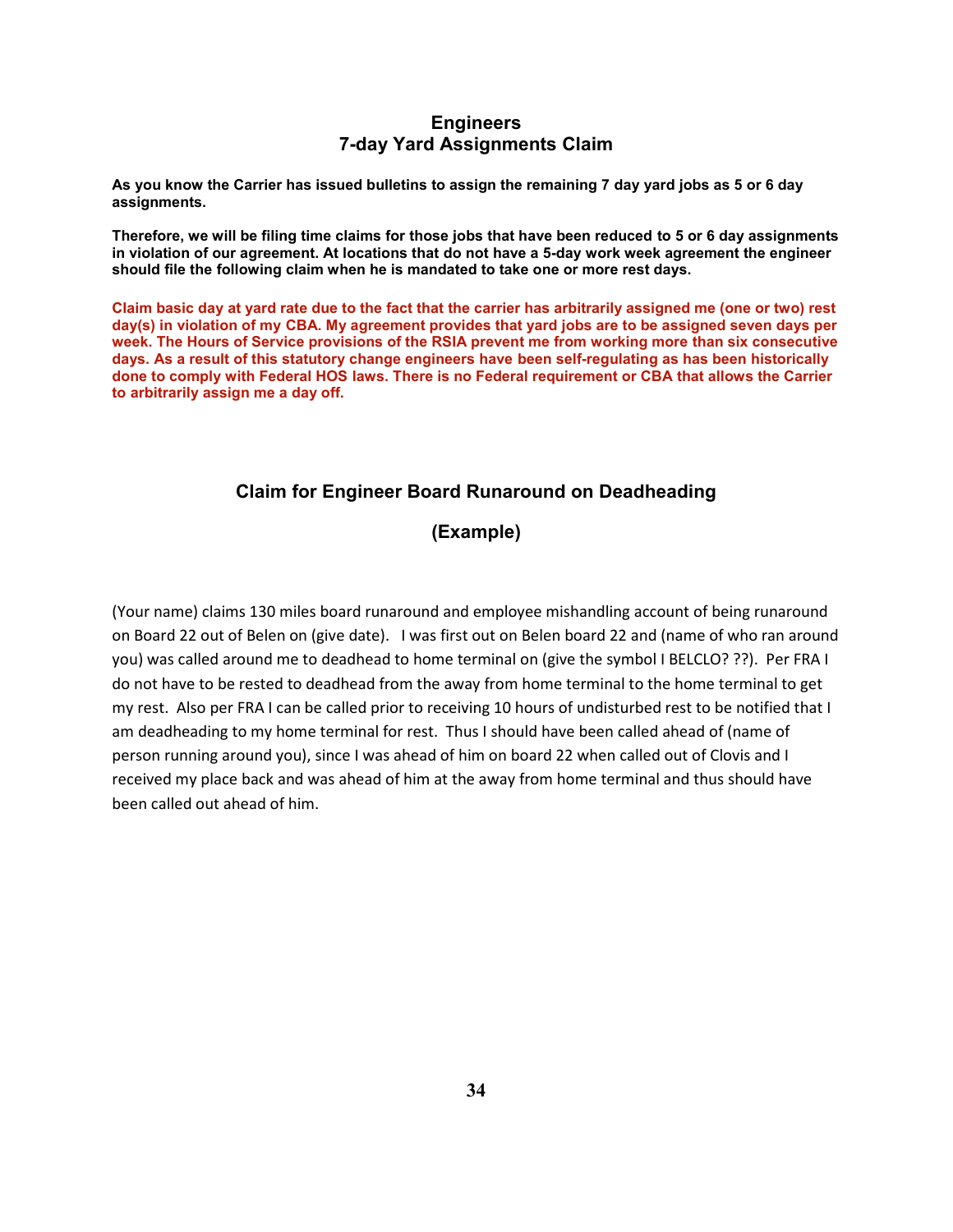## Engineers
## 7-day Yard Assignments Claim

**As you know the Carrier has issued bulletins to assign the remaining 7 day yard jobs as 5 or 6 day assignments.**

**Therefore, we will be filing time claims for those jobs that have been reduced to 5 or 6 day assignments in violation of our agreement. At locations that do not have a 5-day work week agreement the engineer should file the following claim when he is mandated to take one or more rest days.**

**Claim basic day at yard rate due to the fact that the carrier has arbitrarily assigned me (one or two) rest day(s) in violation of my CBA. My agreement provides that yard jobs are to be assigned seven days per week. The Hours of Service provisions of the RSIA prevent me from working more than six consecutive days. As a result of this statutory change engineers have been self-regulating as has been historically done to comply with Federal HOS laws. There is no Federal requirement or CBA that allows the Carrier to arbitrarily assign me a day off.**

## Claim for Engineer Board Runaround on Deadheading

## (Example)

(Your name) claims 130 miles board runaround and employee mishandling account of being runaround on Board 22 out of Belen on (give date). I was first out on Belen board 22 and (name of who ran around you) was called around me to deadhead to home terminal on (give the symbol I BELCLO? ??). Per FRA I do not have to be rested to deadhead from the away from home terminal to the home terminal to get my rest. Also per FRA I can be called prior to receiving 10 hours of undisturbed rest to be notified that I am deadheading to my home terminal for rest. Thus I should have been called ahead of (name of person running around you), since I was ahead of him on board 22 when called out of Clovis and I received my place back and was ahead of him at the away from home terminal and thus should have been called out ahead of him.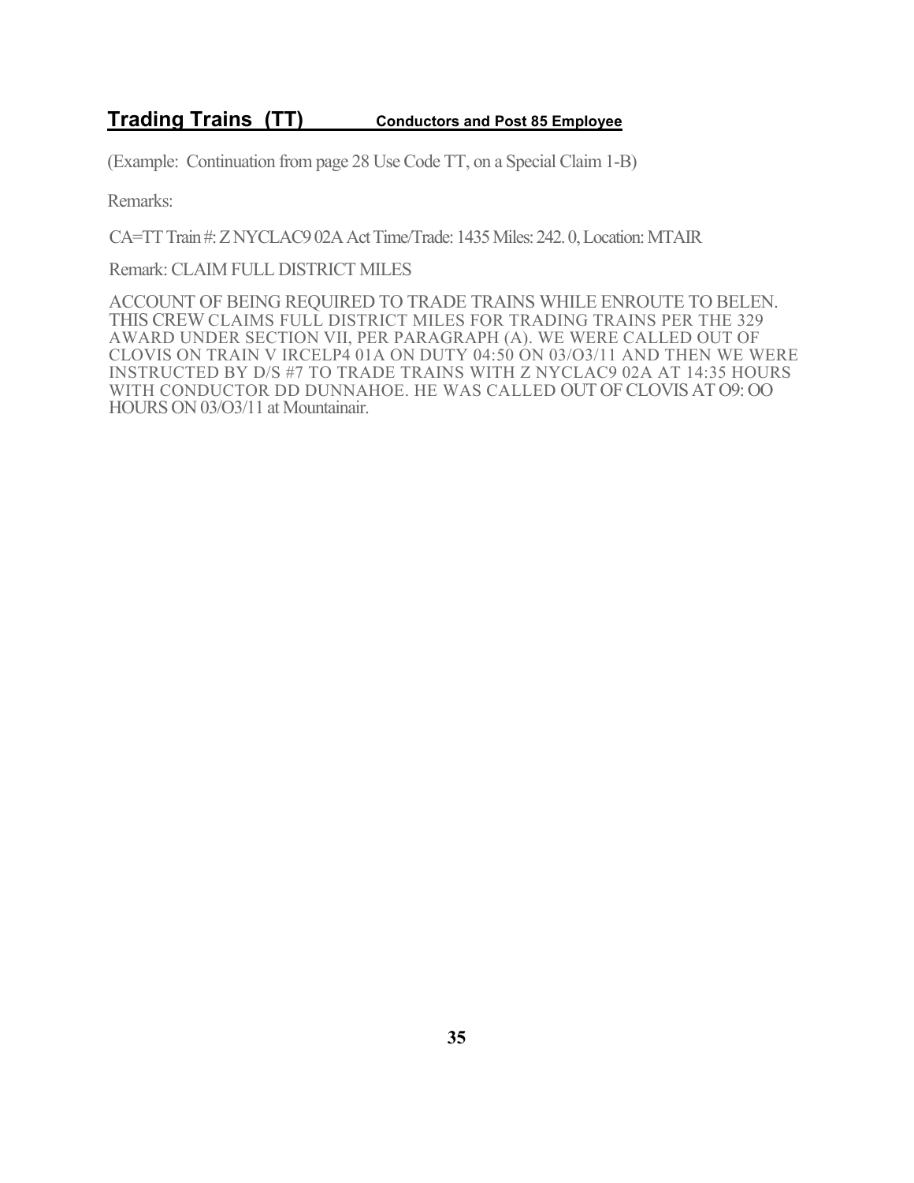## Trading Trains (TT) **Conductors and Post 85 Employee**

(Example: Continuation from page 28 Use Code TT, on a Special Claim 1-B)

Remarks:

CA=TT Train #: Z NYCLAC9 02A Act Time/Trade: 1435 Miles: 242. 0, Location: MTAIR

Remark: CLAIM FULL DISTRICT MILES

ACCOUNT OF BEING REQUIRED TO TRADE TRAINS WHILE ENROUTE TO BELEN. THIS CREW CLAIMS FULL DISTRICT MILES FOR TRADING TRAINS PER THE 329 AWARD UNDER SECTION VII, PER PARAGRAPH (A). WE WERE CALLED OUT OF CLOVIS ON TRAIN V IRCELP4 01A ON DUTY 04:50 ON 03/O3/11 AND THEN WE WERE INSTRUCTED BY D/S #7 TO TRADE TRAINS WITH Z NYCLAC9 02A AT 14:35 HOURS WITH CONDUCTOR DD DUNNAHOE. HE WAS CALLED OUT OF CLOVIS AT O9: OO HOURS ON 03/O3/11 at Mountainair.